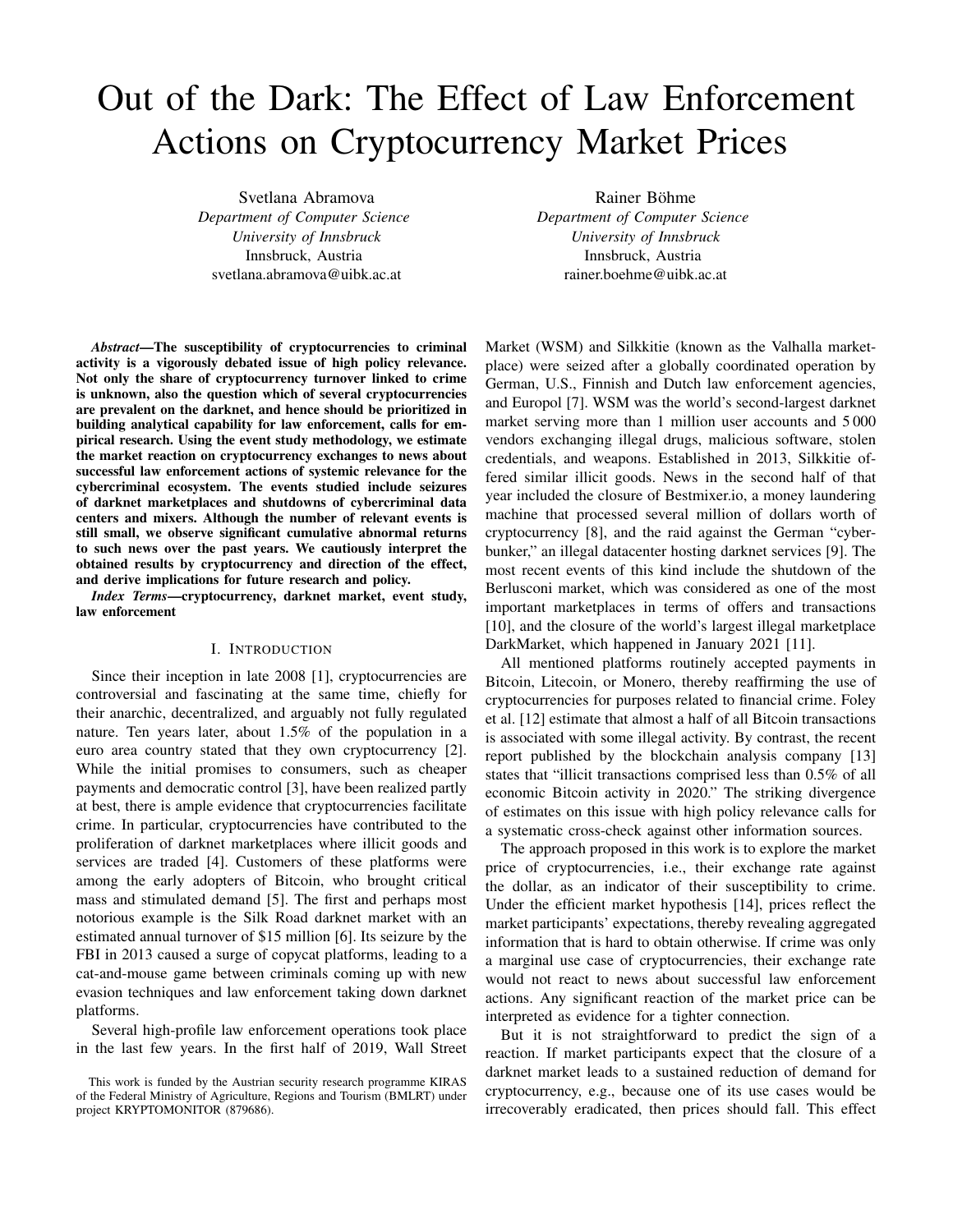# Out of the Dark: The Effect of Law Enforcement Actions on Cryptocurrency Market Prices

Svetlana Abramova
*Department of Computer Science*
*University of Innsbruck*
Innsbruck, Austria
svetlana.abramova@uibk.ac.at

Rainer Böhme
*Department of Computer Science*
*University of Innsbruck*
Innsbruck, Austria
rainer.boehme@uibk.ac.at

***Abstract*—The susceptibility of cryptocurrencies to criminal activity is a vigorously debated issue of high policy relevance. Not only the share of cryptocurrency turnover linked to crime is unknown, also the question which of several cryptocurrencies are prevalent on the darknet, and hence should be prioritized in building analytical capability for law enforcement, calls for empirical research. Using the event study methodology, we estimate the market reaction on cryptocurrency exchanges to news about successful law enforcement actions of systemic relevance for the cybercriminal ecosystem. The events studied include seizures of darknet marketplaces and shutdowns of cybercriminal data centers and mixers. Although the number of relevant events is still small, we observe significant cumulative abnormal returns to such news over the past years. We cautiously interpret the obtained results by cryptocurrency and direction of the effect, and derive implications for future research and policy.**

***Index Terms*—cryptocurrency, darknet market, event study, law enforcement**

## I. Introduction

Since their inception in late 2008 [1], cryptocurrencies are controversial and fascinating at the same time, chiefly for their anarchic, decentralized, and arguably not fully regulated nature. Ten years later, about 1.5% of the population in a euro area country stated that they own cryptocurrency [2]. While the initial promises to consumers, such as cheaper payments and democratic control [3], have been realized partly at best, there is ample evidence that cryptocurrencies facilitate crime. In particular, cryptocurrencies have contributed to the proliferation of darknet marketplaces where illicit goods and services are traded [4]. Customers of these platforms were among the early adopters of Bitcoin, who brought critical mass and stimulated demand [5]. The first and perhaps most notorious example is the Silk Road darknet market with an estimated annual turnover of $15 million [6]. Its seizure by the FBI in 2013 caused a surge of copycat platforms, leading to a cat-and-mouse game between criminals coming up with new evasion techniques and law enforcement taking down darknet platforms.

Several high-profile law enforcement operations took place in the last few years. In the first half of 2019, Wall Street Market (WSM) and Silkkitie (known as the Valhalla marketplace) were seized after a globally coordinated operation by German, U.S., Finnish and Dutch law enforcement agencies, and Europol [7]. WSM was the world's second-largest darknet market serving more than 1 million user accounts and 5 000 vendors exchanging illegal drugs, malicious software, stolen credentials, and weapons. Established in 2013, Silkkitie offered similar illicit goods. News in the second half of that year included the closure of Bestmixer.io, a money laundering machine that processed several million of dollars worth of cryptocurrency [8], and the raid against the German "cyberbunker," an illegal datacenter hosting darknet services [9]. The most recent events of this kind include the shutdown of the Berlusconi market, which was considered as one of the most important marketplaces in terms of offers and transactions [10], and the closure of the world's largest illegal marketplace DarkMarket, which happened in January 2021 [11].

All mentioned platforms routinely accepted payments in Bitcoin, Litecoin, or Monero, thereby reaffirming the use of cryptocurrencies for purposes related to financial crime. Foley et al. [12] estimate that almost a half of all Bitcoin transactions is associated with some illegal activity. By contrast, the recent report published by the blockchain analysis company [13] states that "illicit transactions comprised less than 0.5% of all economic Bitcoin activity in 2020." The striking divergence of estimates on this issue with high policy relevance calls for a systematic cross-check against other information sources.

The approach proposed in this work is to explore the market price of cryptocurrencies, i.e., their exchange rate against the dollar, as an indicator of their susceptibility to crime. Under the efficient market hypothesis [14], prices reflect the market participants' expectations, thereby revealing aggregated information that is hard to obtain otherwise. If crime was only a marginal use case of cryptocurrencies, their exchange rate would not react to news about successful law enforcement actions. Any significant reaction of the market price can be interpreted as evidence for a tighter connection.

But it is not straightforward to predict the sign of a reaction. If market participants expect that the closure of a darknet market leads to a sustained reduction of demand for cryptocurrency, e.g., because one of its use cases would be irrecoverably eradicated, then prices should fall. This effect

This work is funded by the Austrian security research programme KIRAS of the Federal Ministry of Agriculture, Regions and Tourism (BMLRT) under project KRYPTOMONITOR (879686).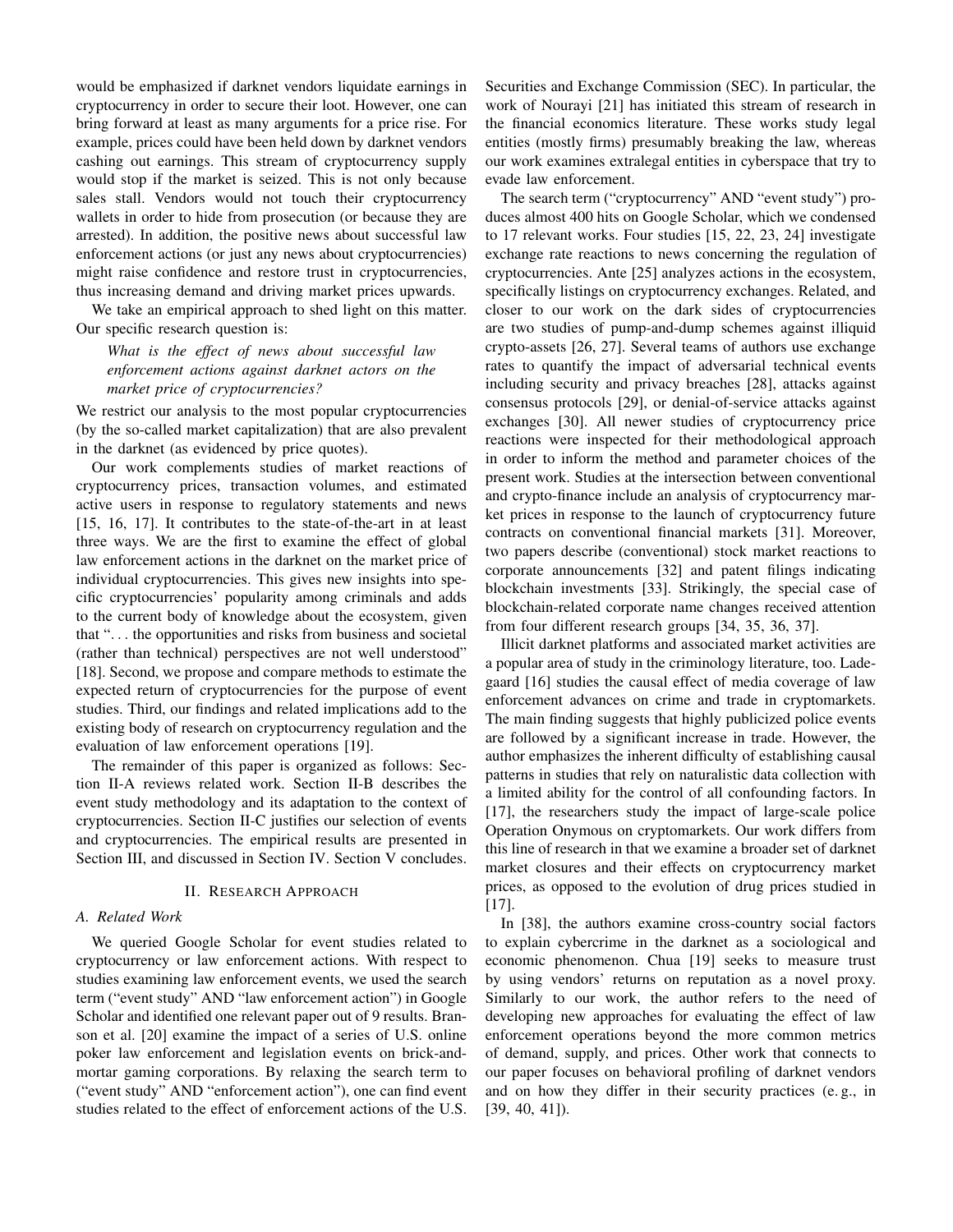would be emphasized if darknet vendors liquidate earnings in cryptocurrency in order to secure their loot. However, one can bring forward at least as many arguments for a price rise. For example, prices could have been held down by darknet vendors cashing out earnings. This stream of cryptocurrency supply would stop if the market is seized. This is not only because sales stall. Vendors would not touch their cryptocurrency wallets in order to hide from prosecution (or because they are arrested). In addition, the positive news about successful law enforcement actions (or just any news about cryptocurrencies) might raise confidence and restore trust in cryptocurrencies, thus increasing demand and driving market prices upwards.

We take an empirical approach to shed light on this matter. Our specific research question is:

> *What is the effect of news about successful law enforcement actions against darknet actors on the market price of cryptocurrencies?*

We restrict our analysis to the most popular cryptocurrencies (by the so-called market capitalization) that are also prevalent in the darknet (as evidenced by price quotes).

Our work complements studies of market reactions of cryptocurrency prices, transaction volumes, and estimated active users in response to regulatory statements and news [15, 16, 17]. It contributes to the state-of-the-art in at least three ways. We are the first to examine the effect of global law enforcement actions in the darknet on the market price of individual cryptocurrencies. This gives new insights into specific cryptocurrencies' popularity among criminals and adds to the current body of knowledge about the ecosystem, given that "... the opportunities and risks from business and societal (rather than technical) perspectives are not well understood" [18]. Second, we propose and compare methods to estimate the expected return of cryptocurrencies for the purpose of event studies. Third, our findings and related implications add to the existing body of research on cryptocurrency regulation and the evaluation of law enforcement operations [19].

The remainder of this paper is organized as follows: Section II-A reviews related work. Section II-B describes the event study methodology and its adaptation to the context of cryptocurrencies. Section II-C justifies our selection of events and cryptocurrencies. The empirical results are presented in Section III, and discussed in Section IV. Section V concludes.

## II. Research Approach

### A. Related Work

We queried Google Scholar for event studies related to cryptocurrency or law enforcement actions. With respect to studies examining law enforcement events, we used the search term ("event study" AND "law enforcement action") in Google Scholar and identified one relevant paper out of 9 results. Branson et al. [20] examine the impact of a series of U.S. online poker law enforcement and legislation events on brick-and-mortar gaming corporations. By relaxing the search term to ("event study" AND "enforcement action"), one can find event studies related to the effect of enforcement actions of the U.S. Securities and Exchange Commission (SEC). In particular, the work of Nourayi [21] has initiated this stream of research in the financial economics literature. These works study legal entities (mostly firms) presumably breaking the law, whereas our work examines extralegal entities in cyberspace that try to evade law enforcement.

The search term ("cryptocurrency" AND "event study") produces almost 400 hits on Google Scholar, which we condensed to 17 relevant works. Four studies [15, 22, 23, 24] investigate exchange rate reactions to news concerning the regulation of cryptocurrencies. Ante [25] analyzes actions in the ecosystem, specifically listings on cryptocurrency exchanges. Related, and closer to our work on the dark sides of cryptocurrencies are two studies of pump-and-dump schemes against illiquid crypto-assets [26, 27]. Several teams of authors use exchange rates to quantify the impact of adversarial technical events including security and privacy breaches [28], attacks against consensus protocols [29], or denial-of-service attacks against exchanges [30]. All newer studies of cryptocurrency price reactions were inspected for their methodological approach in order to inform the method and parameter choices of the present work. Studies at the intersection between conventional and crypto-finance include an analysis of cryptocurrency market prices in response to the launch of cryptocurrency future contracts on conventional financial markets [31]. Moreover, two papers describe (conventional) stock market reactions to corporate announcements [32] and patent filings indicating blockchain investments [33]. Strikingly, the special case of blockchain-related corporate name changes received attention from four different research groups [34, 35, 36, 37].

Illicit darknet platforms and associated market activities are a popular area of study in the criminology literature, too. Ladegaard [16] studies the causal effect of media coverage of law enforcement advances on crime and trade in cryptomarkets. The main finding suggests that highly publicized police events are followed by a significant increase in trade. However, the author emphasizes the inherent difficulty of establishing causal patterns in studies that rely on naturalistic data collection with a limited ability for the control of all confounding factors. In [17], the researchers study the impact of large-scale police Operation Onymous on cryptomarkets. Our work differs from this line of research in that we examine a broader set of darknet market closures and their effects on cryptocurrency market prices, as opposed to the evolution of drug prices studied in [17].

In [38], the authors examine cross-country social factors to explain cybercrime in the darknet as a sociological and economic phenomenon. Chua [19] seeks to measure trust by using vendors' returns on reputation as a novel proxy. Similarly to our work, the author refers to the need of developing new approaches for evaluating the effect of law enforcement operations beyond the more common metrics of demand, supply, and prices. Other work that connects to our paper focuses on behavioral profiling of darknet vendors and on how they differ in their security practices (e. g., in [39, 40, 41]).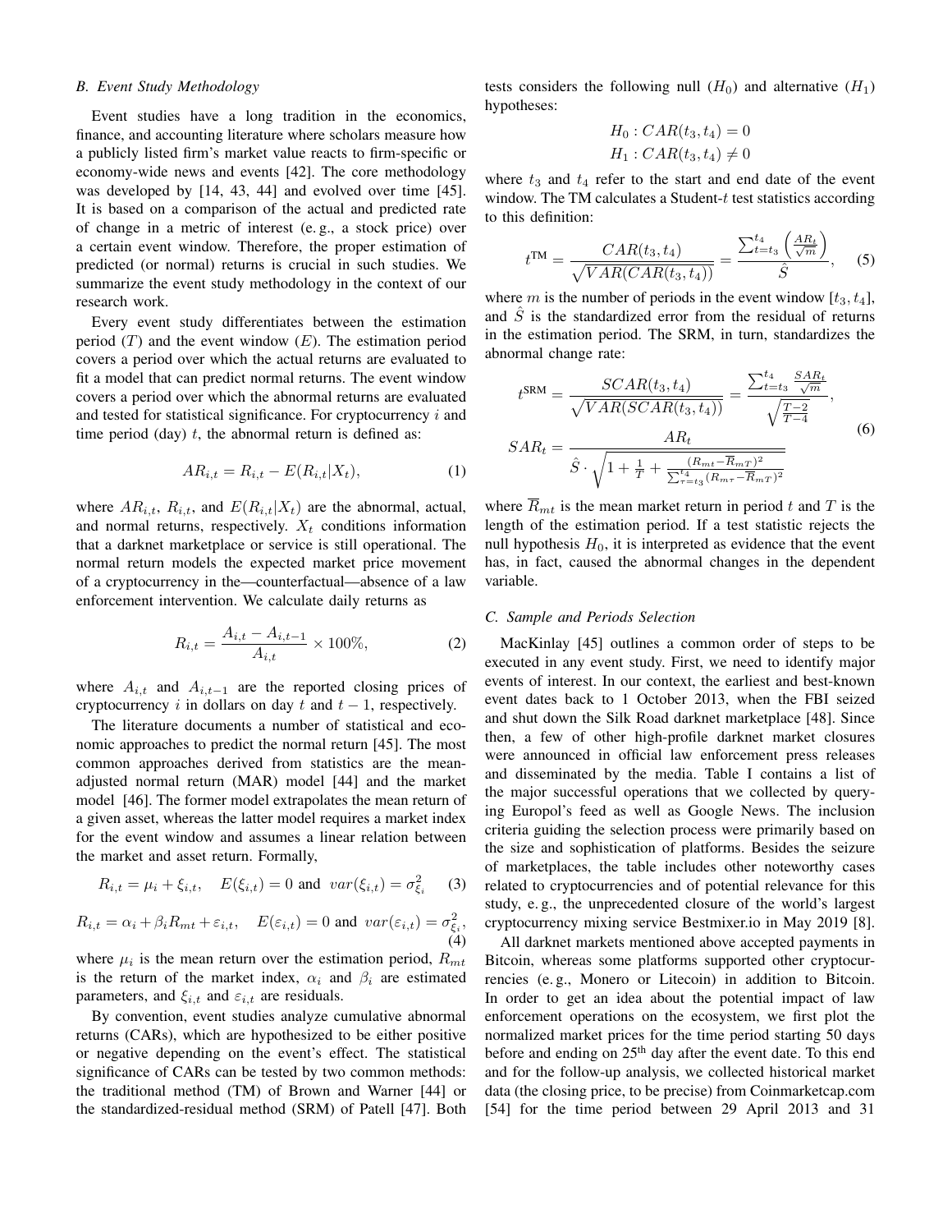### B. Event Study Methodology

Event studies have a long tradition in the economics, finance, and accounting literature where scholars measure how a publicly listed firm's market value reacts to firm-specific or economy-wide news and events [42]. The core methodology was developed by [14, 43, 44] and evolved over time [45]. It is based on a comparison of the actual and predicted rate of change in a metric of interest (e. g., a stock price) over a certain event window. Therefore, the proper estimation of predicted (or normal) returns is crucial in such studies. We summarize the event study methodology in the context of our research work.

Every event study differentiates between the estimation period ($T$) and the event window ($E$). The estimation period covers a period over which the actual returns are evaluated to fit a model that can predict normal returns. The event window covers a period over which the abnormal returns are evaluated and tested for statistical significance. For cryptocurrency $i$ and time period (day) $t$, the abnormal return is defined as:

$$AR_{i,t} = R_{i,t} - E(R_{i,t}|X_t), \tag{1}$$

where $AR_{i,t}$, $R_{i,t}$, and $E(R_{i,t}|X_t)$ are the abnormal, actual, and normal returns, respectively. $X_t$ conditions information that a darknet marketplace or service is still operational. The normal return models the expected market price movement of a cryptocurrency in the—counterfactual—absence of a law enforcement intervention. We calculate daily returns as

$$R_{i,t} = \frac{A_{i,t} - A_{i,t-1}}{A_{i,t}} \times 100\%, \tag{2}$$

where $A_{i,t}$ and $A_{i,t-1}$ are the reported closing prices of cryptocurrency $i$ in dollars on day $t$ and $t-1$, respectively.

The literature documents a number of statistical and economic approaches to predict the normal return [45]. The most common approaches derived from statistics are the mean-adjusted normal return (MAR) model [44] and the market model [46]. The former model extrapolates the mean return of a given asset, whereas the latter model requires a market index for the event window and assumes a linear relation between the market and asset return. Formally,

$$R_{i,t} = \mu_i + \xi_{i,t}, \quad E(\xi_{i,t}) = 0 \text{ and } var(\xi_{i,t}) = \sigma^2_{\xi_i} \tag{3}$$

$$R_{i,t} = \alpha_i + \beta_i R_{mt} + \varepsilon_{i,t}, \quad E(\varepsilon_{i,t}) = 0 \text{ and } var(\varepsilon_{i,t}) = \sigma^2_{\xi_i}, \tag{4}$$

where $\mu_i$ is the mean return over the estimation period, $R_{mt}$ is the return of the market index, $\alpha_i$ and $\beta_i$ are estimated parameters, and $\xi_{i,t}$ and $\varepsilon_{i,t}$ are residuals.

By convention, event studies analyze cumulative abnormal returns (CARs), which are hypothesized to be either positive or negative depending on the event's effect. The statistical significance of CARs can be tested by two common methods: the traditional method (TM) of Brown and Warner [44] or the standardized-residual method (SRM) of Patell [47]. Both tests considers the following null ($H_0$) and alternative ($H_1$) hypotheses:

$$H_0 : CAR(t_3, t_4) = 0$$
$$H_1 : CAR(t_3, t_4) \neq 0$$

where $t_3$ and $t_4$ refer to the start and end date of the event window. The TM calculates a Student-$t$ test statistics according to this definition:

$$t^{\text{TM}} = \frac{CAR(t_3, t_4)}{\sqrt{VAR(CAR(t_3, t_4))}} = \frac{\sum_{t=t_3}^{t_4} \left(\frac{AR_t}{\sqrt{m}}\right)}{\hat{S}}, \tag{5}$$

where $m$ is the number of periods in the event window $[t_3, t_4]$, and $\hat{S}$ is the standardized error from the residual of returns in the estimation period. The SRM, in turn, standardizes the abnormal change rate:

$$t^{\text{SRM}} = \frac{SCAR(t_3, t_4)}{\sqrt{VAR(SCAR(t_3, t_4))}} = \frac{\sum_{t=t_3}^{t_4} \frac{SAR_t}{\sqrt{m}}}{\sqrt{\frac{T-2}{T-4}}},$$
$$SAR_t = \frac{AR_t}{\hat{S} \cdot \sqrt{1 + \frac{1}{T} + \frac{(R_{mt} - \overline{R}_{mT})^2}{\sum_{\tau=t_3}^{t_4} (R_{m\tau} - \overline{R}_{mT})^2}}} \tag{6}$$

where $\overline{R}_{mt}$ is the mean market return in period $t$ and $T$ is the length of the estimation period. If a test statistic rejects the null hypothesis $H_0$, it is interpreted as evidence that the event has, in fact, caused the abnormal changes in the dependent variable.

### C. Sample and Periods Selection

MacKinlay [45] outlines a common order of steps to be executed in any event study. First, we need to identify major events of interest. In our context, the earliest and best-known event dates back to 1 October 2013, when the FBI seized and shut down the Silk Road darknet marketplace [48]. Since then, a few of other high-profile darknet market closures were announced in official law enforcement press releases and disseminated by the media. Table I contains a list of the major successful operations that we collected by querying Europol's feed as well as Google News. The inclusion criteria guiding the selection process were primarily based on the size and sophistication of platforms. Besides the seizure of marketplaces, the table includes other noteworthy cases related to cryptocurrencies and of potential relevance for this study, e. g., the unprecedented closure of the world's largest cryptocurrency mixing service Bestmixer.io in May 2019 [8].

All darknet markets mentioned above accepted payments in Bitcoin, whereas some platforms supported other cryptocurrencies (e. g., Monero or Litecoin) in addition to Bitcoin. In order to get an idea about the potential impact of law enforcement operations on the ecosystem, we first plot the normalized market prices for the time period starting 50 days before and ending on 25th day after the event date. To this end and for the follow-up analysis, we collected historical market data (the closing price, to be precise) from Coinmarketcap.com [54] for the time period between 29 April 2013 and 31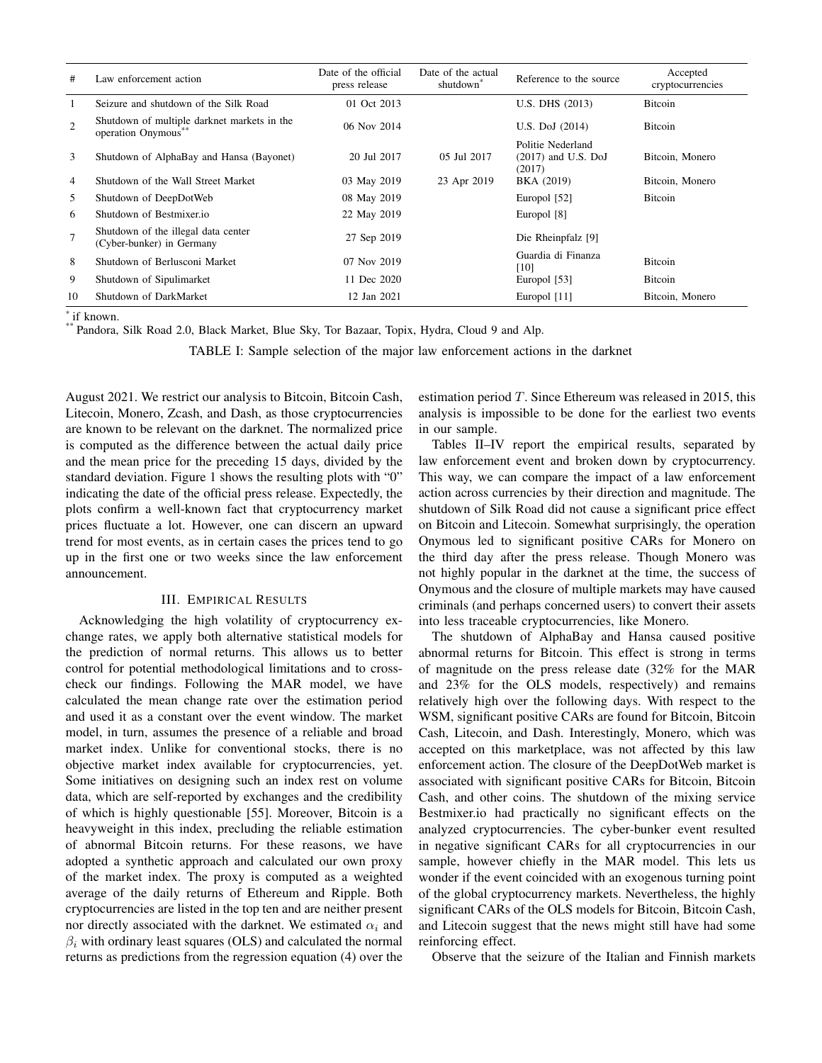| # | Law enforcement action | Date of the official press release | Date of the actual shutdown* | Reference to the source | Accepted cryptocurrencies |
|---|---|---|---|---|---|
| 1 | Seizure and shutdown of the Silk Road | 01 Oct 2013 | | U.S. DHS (2013) | Bitcoin |
| 2 | Shutdown of multiple darknet markets in the operation Onymous** | 06 Nov 2014 | | U.S. DoJ (2014) | Bitcoin |
| 3 | Shutdown of AlphaBay and Hansa (Bayonet) | 20 Jul 2017 | 05 Jul 2017 | Politie Nederland (2017) and U.S. DoJ (2017) | Bitcoin, Monero |
| 4 | Shutdown of the Wall Street Market | 03 May 2019 | 23 Apr 2019 | BKA (2019) | Bitcoin, Monero |
| 5 | Shutdown of DeepDotWeb | 08 May 2019 | | Europol [52] | Bitcoin |
| 6 | Shutdown of Bestmixer.io | 22 May 2019 | | Europol [8] | |
| 7 | Shutdown of the illegal data center (Cyber-bunker) in Germany | 27 Sep 2019 | | Die Rheinpfalz [9] | |
| 8 | Shutdown of Berlusconi Market | 07 Nov 2019 | | Guardia di Finanza [10] | Bitcoin |
| 9 | Shutdown of Sipulimarket | 11 Dec 2020 | | Europol [53] | Bitcoin |
| 10 | Shutdown of DarkMarket | 12 Jan 2021 | | Europol [11] | Bitcoin, Monero |

* if known.
** Pandora, Silk Road 2.0, Black Market, Blue Sky, Tor Bazaar, Topix, Hydra, Cloud 9 and Alp.

TABLE I: Sample selection of the major law enforcement actions in the darknet

August 2021. We restrict our analysis to Bitcoin, Bitcoin Cash, Litecoin, Monero, Zcash, and Dash, as those cryptocurrencies are known to be relevant on the darknet. The normalized price is computed as the difference between the actual daily price and the mean price for the preceding 15 days, divided by the standard deviation. Figure 1 shows the resulting plots with "0" indicating the date of the official press release. Expectedly, the plots confirm a well-known fact that cryptocurrency market prices fluctuate a lot. However, one can discern an upward trend for most events, as in certain cases the prices tend to go up in the first one or two weeks since the law enforcement announcement.

## III. Empirical Results

Acknowledging the high volatility of cryptocurrency exchange rates, we apply both alternative statistical models for the prediction of normal returns. This allows us to better control for potential methodological limitations and to cross-check our findings. Following the MAR model, we have calculated the mean change rate over the estimation period and used it as a constant over the event window. The market model, in turn, assumes the presence of a reliable and broad market index. Unlike for conventional stocks, there is no objective market index available for cryptocurrencies, yet. Some initiatives on designing such an index rest on volume data, which are self-reported by exchanges and the credibility of which is highly questionable [55]. Moreover, Bitcoin is a heavyweight in this index, precluding the reliable estimation of abnormal Bitcoin returns. For these reasons, we have adopted a synthetic approach and calculated our own proxy of the market index. The proxy is computed as a weighted average of the daily returns of Ethereum and Ripple. Both cryptocurrencies are listed in the top ten and are neither present nor directly associated with the darknet. We estimated $\alpha_i$ and $\beta_i$ with ordinary least squares (OLS) and calculated the normal returns as predictions from the regression equation (4) over the estimation period $T$. Since Ethereum was released in 2015, this analysis is impossible to be done for the earliest two events in our sample.

Tables II–IV report the empirical results, separated by law enforcement event and broken down by cryptocurrency. This way, we can compare the impact of a law enforcement action across currencies by their direction and magnitude. The shutdown of Silk Road did not cause a significant price effect on Bitcoin and Litecoin. Somewhat surprisingly, the operation Onymous led to significant positive CARs for Monero on the third day after the press release. Though Monero was not highly popular in the darknet at the time, the success of Onymous and the closure of multiple markets may have caused criminals (and perhaps concerned users) to convert their assets into less traceable cryptocurrencies, like Monero.

The shutdown of AlphaBay and Hansa caused positive abnormal returns for Bitcoin. This effect is strong in terms of magnitude on the press release date (32% for the MAR and 23% for the OLS models, respectively) and remains relatively high over the following days. With respect to the WSM, significant positive CARs are found for Bitcoin, Bitcoin Cash, Litecoin, and Dash. Interestingly, Monero, which was accepted on this marketplace, was not affected by this law enforcement action. The closure of the DeepDotWeb market is associated with significant positive CARs for Bitcoin, Bitcoin Cash, and other coins. The shutdown of the mixing service Bestmixer.io had practically no significant effects on the analyzed cryptocurrencies. The cyber-bunker event resulted in negative significant CARs for all cryptocurrencies in our sample, however chiefly in the MAR model. This lets us wonder if the event coincided with an exogenous turning point of the global cryptocurrency markets. Nevertheless, the highly significant CARs of the OLS models for Bitcoin, Bitcoin Cash, and Litecoin suggest that the news might still have had some reinforcing effect.

Observe that the seizure of the Italian and Finnish markets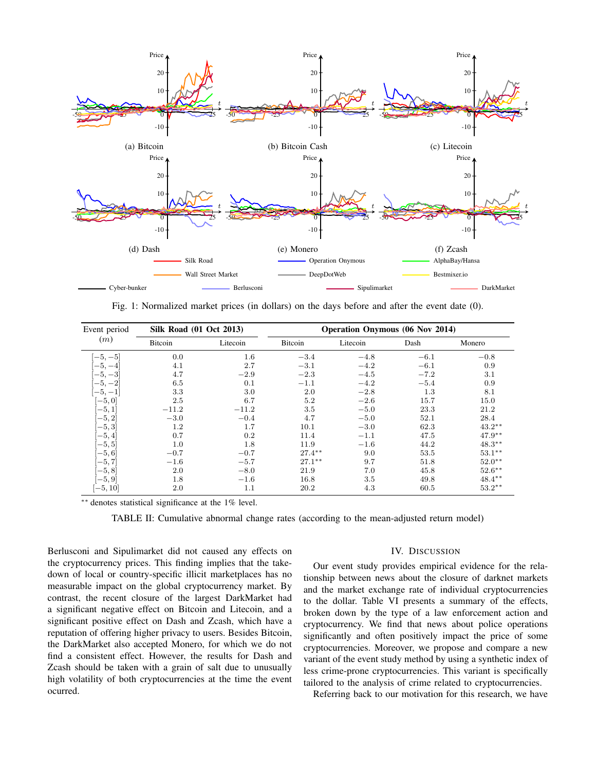Fig. 1: Normalized market prices (in dollars) on the days before and after the event date (0).

| Event period ($m$) | Silk Road (01 Oct 2013) | | Operation Onymous (06 Nov 2014) | | | |
|---|---|---|---|---|---|---|
| | Bitcoin | Litecoin | Bitcoin | Litecoin | Dash | Monero |
| $[-5,-5]$ | 0.0 | 1.6 | $-3.4$ | $-4.8$ | $-6.1$ | $-0.8$ |
| $[-5,-4]$ | 4.1 | 2.7 | $-3.1$ | $-4.2$ | $-6.1$ | 0.9 |
| $[-5,-3]$ | 4.7 | $-2.9$ | $-2.3$ | $-4.5$ | $-7.2$ | 3.1 |
| $[-5,-2]$ | 6.5 | 0.1 | $-1.1$ | $-4.2$ | $-5.4$ | 0.9 |
| $[-5,-1]$ | 3.3 | 3.0 | 2.0 | $-2.8$ | 1.3 | 8.1 |
| $[-5,0]$ | 2.5 | 6.7 | 5.2 | $-2.6$ | 15.7 | 15.0 |
| $[-5,1]$ | $-11.2$ | $-11.2$ | 3.5 | $-5.0$ | 23.3 | 21.2 |
| $[-5,2]$ | $-3.0$ | $-0.4$ | 4.7 | $-5.0$ | 52.1 | 28.4 |
| $[-5,3]$ | 1.2 | 1.7 | 10.1 | $-3.0$ | 62.3 | $43.2^{**}$ |
| $[-5,4]$ | 0.7 | 0.2 | 11.4 | $-1.1$ | 47.5 | $47.9^{**}$ |
| $[-5,5]$ | 1.0 | 1.8 | 11.9 | $-1.6$ | 44.2 | $48.3^{**}$ |
| $[-5,6]$ | $-0.7$ | $-0.7$ | $27.4^{**}$ | 9.0 | 53.5 | $53.1^{**}$ |
| $[-5,7]$ | $-1.6$ | $-5.7$ | $27.1^{**}$ | 9.7 | 51.8 | $52.0^{**}$ |
| $[-5,8]$ | 2.0 | $-8.0$ | 21.9 | 7.0 | 45.8 | $52.6^{**}$ |
| $[-5,9]$ | 1.8 | $-1.6$ | 16.8 | 3.5 | 49.8 | $48.4^{**}$ |
| $[-5,10]$ | 2.0 | 1.1 | 20.2 | 4.3 | 60.5 | $53.2^{**}$ |

$^{**}$ denotes statistical significance at the 1% level.

TABLE II: Cumulative abnormal change rates (according to the mean-adjusted return model)

Berlusconi and Sipulimarket did not caused any effects on the cryptocurrency prices. This finding implies that the take-down of local or country-specific illicit marketplaces has no measurable impact on the global cryptocurrency market. By contrast, the recent closure of the largest DarkMarket had a significant negative effect on Bitcoin and Litecoin, and a significant positive effect on Dash and Zcash, which have a reputation of offering higher privacy to users. Besides Bitcoin, the DarkMarket also accepted Monero, for which we do not find a consistent effect. However, the results for Dash and Zcash should be taken with a grain of salt due to unusually high volatility of both cryptocurrencies at the time the event ocurred.

## IV. Discussion

Our event study provides empirical evidence for the relationship between news about the closure of darknet markets and the market exchange rate of individual cryptocurrencies to the dollar. Table VI presents a summary of the effects, broken down by the type of a law enforcement action and cryptocurrency. We find that news about police operations significantly and often positively impact the price of some cryptocurrencies. Moreover, we propose and compare a new variant of the event study method by using a synthetic index of less crime-prone cryptocurrencies. This variant is specifically tailored to the analysis of crime related to cryptocurrencies.

Referring back to our motivation for this research, we have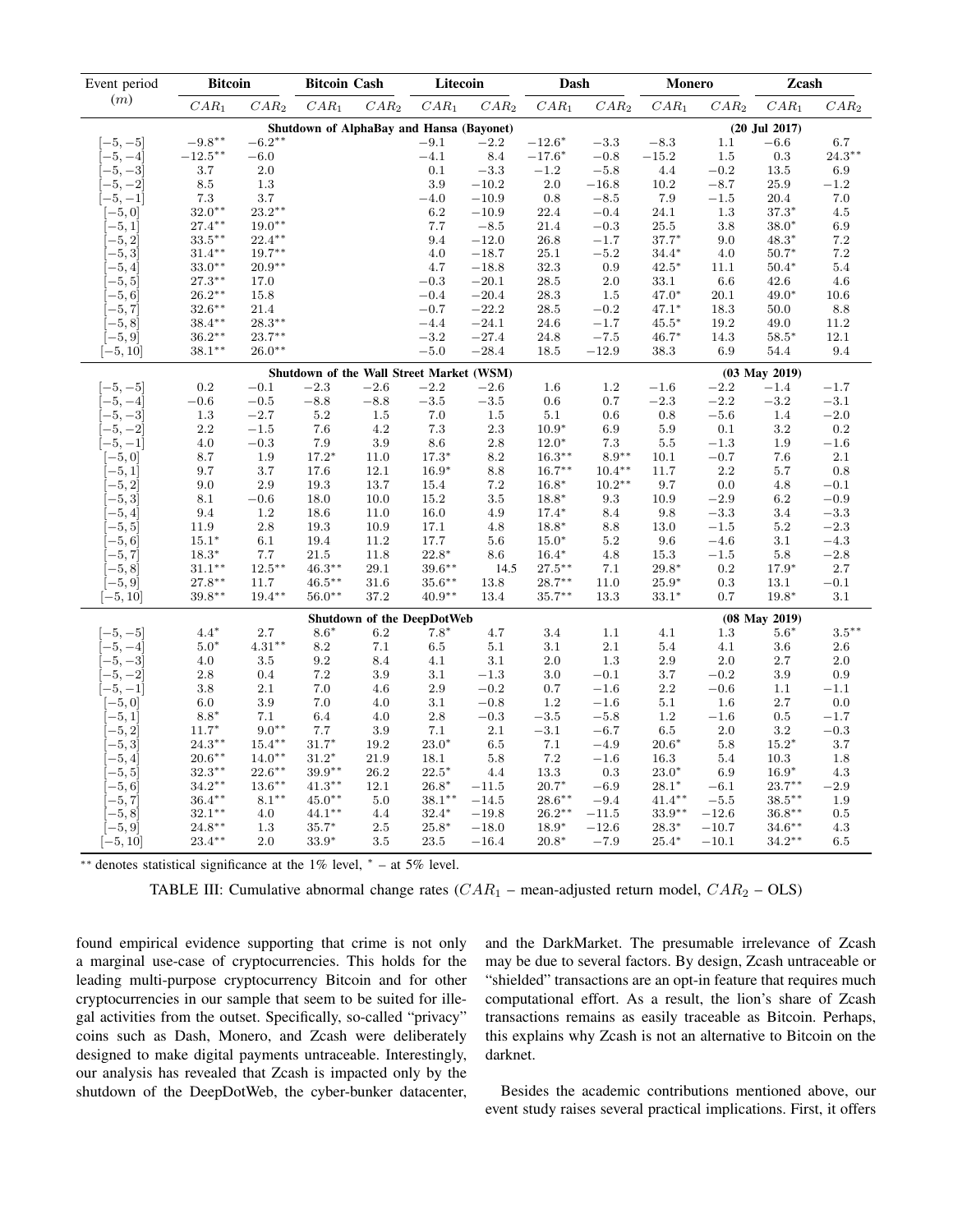| Event period $(m)$ | Bitcoin | | Bitcoin Cash | | Litecoin | | Dash | | Monero | | Zcash | |
|---|---|---|---|---|---|---|---|---|---|---|---|---|
| | $CAR_1$ | $CAR_2$ | $CAR_1$ | $CAR_2$ | $CAR_1$ | $CAR_2$ | $CAR_1$ | $CAR_2$ | $CAR_1$ | $CAR_2$ | $CAR_1$ | $CAR_2$ |
| **Shutdown of AlphaBay and Hansa (Bayonet)** | | | | | | | | | | | **(20 Jul 2017)** | |
| $[-5,-5]$ | $-9.8^{**}$ | $-6.2^{**}$ | | | $-9.1$ | $-2.2$ | $-12.6^{*}$ | $-3.3$ | $-8.3$ | $1.1$ | $-6.6$ | $6.7$ |
| $[-5,-4]$ | $-12.5^{**}$ | $-6.0$ | | | $-4.1$ | $8.4$ | $-17.6^{*}$ | $-0.8$ | $-15.2$ | $1.5$ | $0.3$ | $24.3^{**}$ |
| $[-5,-3]$ | $3.7$ | $2.0$ | | | $0.1$ | $-3.3$ | $-1.2$ | $-5.8$ | $4.4$ | $-0.2$ | $13.5$ | $6.9$ |
| $[-5,-2]$ | $8.5$ | $1.3$ | | | $3.9$ | $-10.2$ | $2.0$ | $-16.8$ | $10.2$ | $-8.7$ | $25.9$ | $-1.2$ |
| $[-5,-1]$ | $7.3$ | $3.7$ | | | $-4.0$ | $-10.9$ | $0.8$ | $-8.5$ | $7.9$ | $-1.5$ | $20.4$ | $7.0$ |
| $[-5,0]$ | $32.0^{**}$ | $23.2^{**}$ | | | $6.2$ | $-10.9$ | $22.4$ | $-0.4$ | $24.1$ | $1.3$ | $37.3^{*}$ | $4.5$ |
| $[-5,1]$ | $27.4^{**}$ | $19.0^{**}$ | | | $7.7$ | $-8.5$ | $21.4$ | $-0.3$ | $25.5$ | $3.8$ | $38.0^{*}$ | $6.9$ |
| $[-5,2]$ | $33.5^{**}$ | $22.4^{**}$ | | | $9.4$ | $-12.0$ | $26.8$ | $-1.7$ | $37.7^{*}$ | $9.0$ | $48.3^{*}$ | $7.2$ |
| $[-5,3]$ | $31.4^{**}$ | $19.7^{**}$ | | | $4.0$ | $-18.7$ | $25.1$ | $-5.2$ | $34.4^{*}$ | $4.0$ | $50.7^{*}$ | $7.2$ |
| $[-5,4]$ | $33.0^{**}$ | $20.9^{**}$ | | | $4.7$ | $-18.8$ | $32.3$ | $0.9$ | $42.5^{*}$ | $11.1$ | $50.4^{*}$ | $5.4$ |
| $[-5,5]$ | $27.3^{**}$ | $17.0$ | | | $-0.3$ | $-20.1$ | $28.5$ | $2.0$ | $33.1$ | $6.6$ | $42.6$ | $4.6$ |
| $[-5,6]$ | $26.2^{**}$ | $15.8$ | | | $-0.4$ | $-20.4$ | $28.3$ | $1.5$ | $47.0^{*}$ | $20.1$ | $49.0^{*}$ | $10.6$ |
| $[-5,7]$ | $32.6^{**}$ | $21.4$ | | | $-0.7$ | $-22.2$ | $28.5$ | $-0.2$ | $47.1^{*}$ | $18.3$ | $50.0$ | $8.8$ |
| $[-5,8]$ | $38.4^{**}$ | $28.3^{**}$ | | | $-4.4$ | $-24.1$ | $24.6$ | $-1.7$ | $45.5^{*}$ | $19.2$ | $49.0$ | $11.2$ |
| $[-5,9]$ | $36.2^{**}$ | $23.7^{**}$ | | | $-3.2$ | $-27.4$ | $24.8$ | $-7.5$ | $46.7^{*}$ | $14.3$ | $58.5^{*}$ | $12.1$ |
| $[-5,10]$ | $38.1^{**}$ | $26.0^{**}$ | | | $-5.0$ | $-28.4$ | $18.5$ | $-12.9$ | $38.3$ | $6.9$ | $54.4$ | $9.4$ |
| **Shutdown of the Wall Street Market (WSM)** | | | | | | | | | | | **(03 May 2019)** | |
| $[-5,-5]$ | $0.2$ | $-0.1$ | $-2.3$ | $-2.6$ | $-2.2$ | $-2.6$ | $1.6$ | $1.2$ | $-1.6$ | $-2.2$ | $-1.4$ | $-1.7$ |
| $[-5,-4]$ | $-0.6$ | $-0.5$ | $-8.8$ | $-8.8$ | $-3.5$ | $-3.5$ | $0.6$ | $0.7$ | $-2.3$ | $-2.2$ | $-3.2$ | $-3.1$ |
| $[-5,-3]$ | $1.3$ | $-2.7$ | $5.2$ | $1.5$ | $7.0$ | $1.5$ | $5.1$ | $0.6$ | $0.8$ | $-5.6$ | $1.4$ | $-2.0$ |
| $[-5,-2]$ | $2.2$ | $-1.5$ | $7.6$ | $4.2$ | $7.3$ | $2.3$ | $10.9^{*}$ | $6.9$ | $5.9$ | $0.1$ | $3.2$ | $0.2$ |
| $[-5,-1]$ | $4.0$ | $-0.3$ | $7.9$ | $3.9$ | $8.6$ | $2.8$ | $12.0^{*}$ | $7.3$ | $5.5$ | $-1.3$ | $1.9$ | $-1.6$ |
| $[-5,0]$ | $8.7$ | $1.9$ | $17.2^{*}$ | $11.0$ | $17.3^{*}$ | $8.2$ | $16.3^{**}$ | $8.9^{**}$ | $10.1$ | $-0.7$ | $7.6$ | $2.1$ |
| $[-5,1]$ | $9.7$ | $3.7$ | $17.6$ | $12.1$ | $16.9^{*}$ | $8.8$ | $16.7^{**}$ | $10.4^{**}$ | $11.7$ | $2.2$ | $5.7$ | $0.8$ |
| $[-5,2]$ | $9.0$ | $2.9$ | $19.3$ | $13.7$ | $15.4$ | $7.2$ | $16.8^{*}$ | $10.2^{**}$ | $9.7$ | $0.0$ | $4.8$ | $-0.1$ |
| $[-5,3]$ | $8.1$ | $-0.6$ | $18.0$ | $10.0$ | $15.2$ | $3.5$ | $18.8^{*}$ | $9.3$ | $10.9$ | $-2.9$ | $6.2$ | $-0.9$ |
| $[-5,4]$ | $9.4$ | $1.2$ | $18.6$ | $11.0$ | $16.0$ | $4.9$ | $17.4^{*}$ | $8.4$ | $9.8$ | $-3.3$ | $3.4$ | $-3.3$ |
| $[-5,5]$ | $11.9$ | $2.8$ | $19.3$ | $10.9$ | $17.1$ | $4.8$ | $18.8^{*}$ | $8.8$ | $13.0$ | $-1.5$ | $5.2$ | $-2.3$ |
| $[-5,6]$ | $15.1^{*}$ | $6.1$ | $19.4$ | $11.2$ | $17.7$ | $5.6$ | $15.0^{*}$ | $5.2$ | $9.6$ | $-4.6$ | $3.1$ | $-4.3$ |
| $[-5,7]$ | $18.3^{*}$ | $7.7$ | $21.5$ | $11.8$ | $22.8^{*}$ | $8.6$ | $16.4^{*}$ | $4.8$ | $15.3$ | $-1.5$ | $5.8$ | $-2.8$ |
| $[-5,8]$ | $31.1^{**}$ | $12.5^{**}$ | $46.3^{**}$ | $29.1$ | $39.6^{**}$ | $14.5$ | $27.5^{**}$ | $7.1$ | $29.8^{*}$ | $0.2$ | $17.9^{*}$ | $2.7$ |
| $[-5,9]$ | $27.8^{**}$ | $11.7$ | $46.5^{**}$ | $31.6$ | $35.6^{**}$ | $13.8$ | $28.7^{**}$ | $11.0$ | $25.9^{*}$ | $0.3$ | $13.1$ | $-0.1$ |
| $[-5,10]$ | $39.8^{**}$ | $19.4^{**}$ | $56.0^{**}$ | $37.2$ | $40.9^{**}$ | $13.4$ | $35.7^{**}$ | $13.3$ | $33.1^{*}$ | $0.7$ | $19.8^{*}$ | $3.1$ |
| **Shutdown of the DeepDotWeb** | | | | | | | | | | | **(08 May 2019)** | |
| $[-5,-5]$ | $4.4^{*}$ | $2.7$ | $8.6^{*}$ | $6.2$ | $7.8^{*}$ | $4.7$ | $3.4$ | $1.1$ | $4.1$ | $1.3$ | $5.6^{*}$ | $3.5^{**}$ |
| $[-5,-4]$ | $5.0^{*}$ | $4.31^{**}$ | $8.2$ | $7.1$ | $6.5$ | $5.1$ | $3.1$ | $2.1$ | $5.4$ | $4.1$ | $3.6$ | $2.6$ |
| $[-5,-3]$ | $4.0$ | $3.5$ | $9.2$ | $8.4$ | $4.1$ | $3.1$ | $2.0$ | $1.3$ | $2.9$ | $2.0$ | $2.7$ | $2.0$ |
| $[-5,-2]$ | $2.8$ | $0.4$ | $7.2$ | $3.9$ | $3.1$ | $-1.3$ | $3.0$ | $-0.1$ | $3.7$ | $-0.2$ | $3.9$ | $0.9$ |
| $[-5,-1]$ | $3.8$ | $2.1$ | $7.0$ | $4.6$ | $2.9$ | $-0.2$ | $0.7$ | $-1.6$ | $2.2$ | $-0.6$ | $1.1$ | $-1.1$ |
| $[-5,0]$ | $6.0$ | $3.9$ | $7.0$ | $4.0$ | $3.1$ | $-0.8$ | $1.2$ | $-1.6$ | $5.1$ | $1.6$ | $2.7$ | $0.0$ |
| $[-5,1]$ | $8.8^{*}$ | $7.1$ | $6.4$ | $4.0$ | $2.8$ | $-0.3$ | $-3.5$ | $-5.8$ | $1.2$ | $-1.6$ | $0.5$ | $-1.7$ |
| $[-5,2]$ | $11.7^{*}$ | $9.0^{**}$ | $7.7$ | $3.9$ | $7.1$ | $2.1$ | $-3.1$ | $-6.7$ | $6.5$ | $2.0$ | $3.2$ | $-0.3$ |
| $[-5,3]$ | $24.3^{**}$ | $15.4^{**}$ | $31.7^{*}$ | $19.2$ | $23.0^{*}$ | $6.5$ | $7.1$ | $-4.9$ | $20.6^{*}$ | $5.8$ | $15.2^{*}$ | $3.7$ |
| $[-5,4]$ | $20.6^{**}$ | $14.0^{**}$ | $31.2^{*}$ | $21.9$ | $18.1$ | $5.8$ | $7.2$ | $-1.6$ | $16.3$ | $5.4$ | $10.3$ | $1.8$ |
| $[-5,5]$ | $32.3^{**}$ | $22.6^{**}$ | $39.9^{**}$ | $26.2$ | $22.5^{*}$ | $4.4$ | $13.3$ | $0.3$ | $23.0^{*}$ | $6.9$ | $16.9^{*}$ | $4.3$ |
| $[-5,6]$ | $34.2^{**}$ | $13.6^{**}$ | $41.3^{**}$ | $12.1$ | $26.8^{*}$ | $-11.5$ | $20.7^{*}$ | $-6.9$ | $28.1^{*}$ | $-6.1$ | $23.7^{**}$ | $-2.9$ |
| $[-5,7]$ | $36.4^{**}$ | $8.1^{**}$ | $45.0^{**}$ | $5.0$ | $38.1^{**}$ | $-14.5$ | $28.6^{**}$ | $-9.4$ | $41.4^{**}$ | $-5.5$ | $38.5^{**}$ | $1.9$ |
| $[-5,8]$ | $32.1^{**}$ | $4.0$ | $44.1^{**}$ | $4.4$ | $32.4^{*}$ | $-19.8$ | $26.2^{**}$ | $-11.5$ | $33.9^{**}$ | $-12.6$ | $36.8^{**}$ | $0.5$ |
| $[-5,9]$ | $24.8^{**}$ | $1.3$ | $35.7^{*}$ | $2.5$ | $25.8^{*}$ | $-18.0$ | $18.9^{*}$ | $-12.6$ | $28.3^{*}$ | $-10.7$ | $34.6^{**}$ | $4.3$ |
| $[-5,10]$ | $23.4^{**}$ | $2.0$ | $33.9^{*}$ | $3.5$ | $23.5$ | $-16.4$ | $20.8^{*}$ | $-7.9$ | $25.4^{*}$ | $-10.1$ | $34.2^{**}$ | $6.5$ |

$^{**}$ denotes statistical significance at the 1% level, $^{*}$ – at 5% level.

TABLE III: Cumulative abnormal change rates ($CAR_1$ – mean-adjusted return model, $CAR_2$ – OLS)

found empirical evidence supporting that crime is not only a marginal use-case of cryptocurrencies. This holds for the leading multi-purpose cryptocurrency Bitcoin and for other cryptocurrencies in our sample that seem to be suited for illegal activities from the outset. Specifically, so-called "privacy" coins such as Dash, Monero, and Zcash were deliberately designed to make digital payments untraceable. Interestingly, our analysis has revealed that Zcash is impacted only by the shutdown of the DeepDotWeb, the cyber-bunker datacenter, and the DarkMarket. The presumable irrelevance of Zcash may be due to several factors. By design, Zcash untraceable or "shielded" transactions are an opt-in feature that requires much computational effort. As a result, the lion's share of Zcash transactions remains as easily traceable as Bitcoin. Perhaps, this explains why Zcash is not an alternative to Bitcoin on the darknet.

Besides the academic contributions mentioned above, our event study raises several practical implications. First, it offers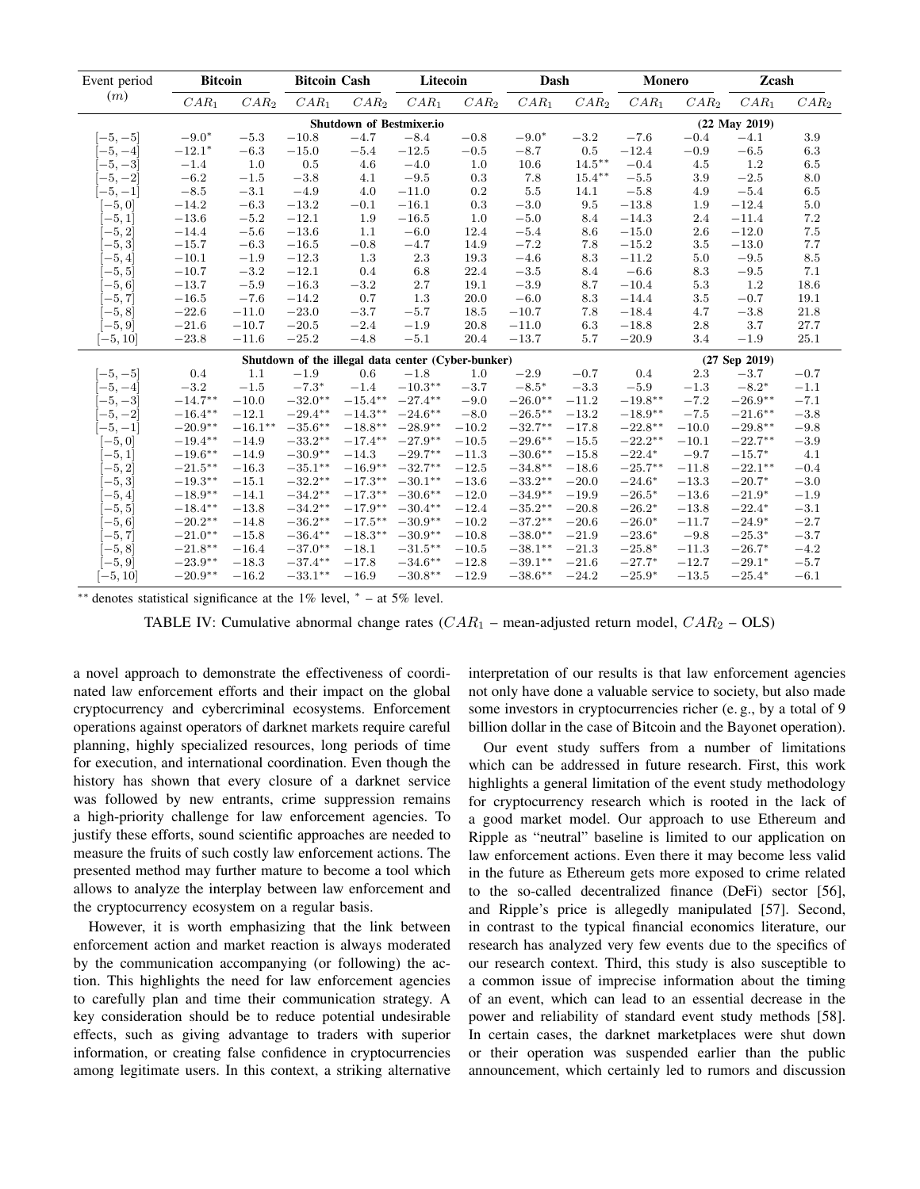| Event period $(m)$ | Bitcoin | | Bitcoin Cash | | Litecoin | | Dash | | Monero | | Zcash | |
|---|---|---|---|---|---|---|---|---|---|---|---|---|
| | $CAR_1$ | $CAR_2$ | $CAR_1$ | $CAR_2$ | $CAR_1$ | $CAR_2$ | $CAR_1$ | $CAR_2$ | $CAR_1$ | $CAR_2$ | $CAR_1$ | $CAR_2$ |
| | | | | **Shutdown of Bestmixer.io** | | | | | **(22 May 2019)** | | | |
| $[-5,-5]$ | $-9.0^{*}$ | $-5.3$ | $-10.8$ | $-4.7$ | $-8.4$ | $-0.8$ | $-9.0^{*}$ | $-3.2$ | $-7.6$ | $-0.4$ | $-4.1$ | $3.9$ |
| $[-5,-4]$ | $-12.1^{*}$ | $-6.3$ | $-15.0$ | $-5.4$ | $-12.5$ | $-0.5$ | $-8.7$ | $0.5$ | $-12.4$ | $-0.9$ | $-6.5$ | $6.3$ |
| $[-5,-3]$ | $-1.4$ | $1.0$ | $0.5$ | $4.6$ | $-4.0$ | $1.0$ | $10.6$ | $14.5^{**}$ | $-0.4$ | $4.5$ | $1.2$ | $6.5$ |
| $[-5,-2]$ | $-6.2$ | $-1.5$ | $-3.8$ | $4.1$ | $-9.5$ | $0.3$ | $7.8$ | $15.4^{**}$ | $-5.5$ | $3.9$ | $-2.5$ | $8.0$ |
| $[-5,-1]$ | $-8.5$ | $-3.1$ | $-4.9$ | $4.0$ | $-11.0$ | $0.2$ | $5.5$ | $14.1$ | $-5.8$ | $4.9$ | $-5.4$ | $6.5$ |
| $[-5,0]$ | $-14.2$ | $-6.3$ | $-13.2$ | $-0.1$ | $-16.1$ | $0.3$ | $-3.0$ | $9.5$ | $-13.8$ | $1.9$ | $-12.4$ | $5.0$ |
| $[-5,1]$ | $-13.6$ | $-5.2$ | $-12.1$ | $1.9$ | $-16.5$ | $1.0$ | $-5.0$ | $8.4$ | $-14.3$ | $2.4$ | $-11.4$ | $7.2$ |
| $[-5,2]$ | $-14.4$ | $-5.6$ | $-13.6$ | $1.1$ | $-6.0$ | $12.4$ | $-5.4$ | $8.6$ | $-15.0$ | $2.6$ | $-12.0$ | $7.5$ |
| $[-5,3]$ | $-15.7$ | $-6.3$ | $-16.5$ | $-0.8$ | $-4.7$ | $14.9$ | $-7.2$ | $7.8$ | $-15.2$ | $3.5$ | $-13.0$ | $7.7$ |
| $[-5,4]$ | $-10.1$ | $-1.9$ | $-12.3$ | $1.3$ | $2.3$ | $19.3$ | $-4.6$ | $8.3$ | $-11.2$ | $5.0$ | $-9.5$ | $8.5$ |
| $[-5,5]$ | $-10.7$ | $-3.2$ | $-12.1$ | $0.4$ | $6.8$ | $22.4$ | $-3.5$ | $8.4$ | $-6.6$ | $8.3$ | $-9.5$ | $7.1$ |
| $[-5,6]$ | $-13.7$ | $-5.9$ | $-16.3$ | $-3.2$ | $2.7$ | $19.1$ | $-3.9$ | $8.7$ | $-10.4$ | $5.3$ | $1.2$ | $18.6$ |
| $[-5,7]$ | $-16.5$ | $-7.6$ | $-14.2$ | $0.7$ | $1.3$ | $20.0$ | $-6.0$ | $8.3$ | $-14.4$ | $3.5$ | $-0.7$ | $19.1$ |
| $[-5,8]$ | $-22.6$ | $-11.0$ | $-23.0$ | $-3.7$ | $-5.7$ | $18.5$ | $-10.7$ | $7.8$ | $-18.4$ | $4.7$ | $-3.8$ | $21.8$ |
| $[-5,9]$ | $-21.6$ | $-10.7$ | $-20.5$ | $-2.4$ | $-1.9$ | $20.8$ | $-11.0$ | $6.3$ | $-18.8$ | $2.8$ | $3.7$ | $27.7$ |
| $[-5,10]$ | $-23.8$ | $-11.6$ | $-25.2$ | $-4.8$ | $-5.1$ | $20.4$ | $-13.7$ | $5.7$ | $-20.9$ | $3.4$ | $-1.9$ | $25.1$ |
| | | | | **Shutdown of the illegal data center (Cyber-bunker)** | | | | | **(27 Sep 2019)** | | | |
| $[-5,-5]$ | $0.4$ | $1.1$ | $-1.9$ | $0.6$ | $-1.8$ | $1.0$ | $-2.9$ | $-0.7$ | $0.4$ | $2.3$ | $-3.7$ | $-0.7$ |
| $[-5,-4]$ | $-3.2$ | $-1.5$ | $-7.3^{*}$ | $-1.4$ | $-10.3^{**}$ | $-3.7$ | $-8.5^{*}$ | $-3.3$ | $-5.9$ | $-1.3$ | $-8.2^{*}$ | $-1.1$ |
| $[-5,-3]$ | $-14.7^{**}$ | $-10.0$ | $-32.0^{**}$ | $-15.4^{**}$ | $-27.4^{**}$ | $-9.0$ | $-26.0^{**}$ | $-11.2$ | $-19.8^{**}$ | $-7.2$ | $-26.9^{**}$ | $-7.1$ |
| $[-5,-2]$ | $-16.4^{**}$ | $-12.1$ | $-29.4^{**}$ | $-14.3^{**}$ | $-24.6^{**}$ | $-8.0$ | $-26.5^{**}$ | $-13.2$ | $-18.9^{**}$ | $-7.5$ | $-21.6^{**}$ | $-3.8$ |
| $[-5,-1]$ | $-20.9^{**}$ | $-16.1^{**}$ | $-35.6^{**}$ | $-18.8^{**}$ | $-28.9^{**}$ | $-10.2$ | $-32.7^{**}$ | $-17.8$ | $-22.8^{**}$ | $-10.0$ | $-29.8^{**}$ | $-9.8$ |
| $[-5,0]$ | $-19.4^{**}$ | $-14.9$ | $-33.2^{**}$ | $-17.4^{**}$ | $-27.9^{**}$ | $-10.5$ | $-29.6^{**}$ | $-15.5$ | $-22.2^{**}$ | $-10.1$ | $-22.7^{**}$ | $-3.9$ |
| $[-5,1]$ | $-19.6^{**}$ | $-14.9$ | $-30.9^{**}$ | $-14.3$ | $-29.7^{**}$ | $-11.3$ | $-30.6^{**}$ | $-15.8$ | $-22.4^{*}$ | $-9.7$ | $-15.7^{*}$ | $4.1$ |
| $[-5,2]$ | $-21.5^{**}$ | $-16.3$ | $-35.1^{**}$ | $-16.9^{**}$ | $-32.7^{**}$ | $-12.5$ | $-34.8^{**}$ | $-18.6$ | $-25.7^{**}$ | $-11.8$ | $-22.1^{**}$ | $-0.4$ |
| $[-5,3]$ | $-19.3^{**}$ | $-15.1$ | $-32.2^{**}$ | $-17.3^{**}$ | $-30.1^{**}$ | $-13.6$ | $-33.2^{**}$ | $-20.0$ | $-24.6^{*}$ | $-13.3$ | $-20.7^{*}$ | $-3.0$ |
| $[-5,4]$ | $-18.9^{**}$ | $-14.1$ | $-34.2^{**}$ | $-17.3^{**}$ | $-30.6^{**}$ | $-12.0$ | $-34.9^{**}$ | $-19.9$ | $-26.5^{*}$ | $-13.6$ | $-21.9^{*}$ | $-1.9$ |
| $[-5,5]$ | $-18.4^{**}$ | $-13.8$ | $-34.2^{**}$ | $-17.9^{**}$ | $-30.4^{**}$ | $-12.4$ | $-35.2^{**}$ | $-20.8$ | $-26.2^{*}$ | $-13.8$ | $-22.4^{*}$ | $-3.1$ |
| $[-5,6]$ | $-20.2^{**}$ | $-14.8$ | $-36.2^{**}$ | $-17.5^{**}$ | $-30.9^{**}$ | $-10.2$ | $-37.2^{**}$ | $-20.6$ | $-26.0^{*}$ | $-11.7$ | $-24.9^{*}$ | $-2.7$ |
| $[-5,7]$ | $-21.0^{**}$ | $-15.8$ | $-36.4^{**}$ | $-18.3^{**}$ | $-30.9^{**}$ | $-10.8$ | $-38.0^{**}$ | $-21.9$ | $-23.6^{*}$ | $-9.8$ | $-25.3^{*}$ | $-3.7$ |
| $[-5,8]$ | $-21.8^{**}$ | $-16.4$ | $-37.0^{**}$ | $-18.1$ | $-31.5^{**}$ | $-10.5$ | $-38.1^{**}$ | $-21.3$ | $-25.8^{*}$ | $-11.3$ | $-26.7^{*}$ | $-4.2$ |
| $[-5,9]$ | $-23.9^{**}$ | $-18.3$ | $-37.4^{**}$ | $-17.8$ | $-34.6^{**}$ | $-12.8$ | $-39.1^{**}$ | $-21.6$ | $-27.7^{*}$ | $-12.7$ | $-29.1^{*}$ | $-5.7$ |
| $[-5,10]$ | $-20.9^{**}$ | $-16.2$ | $-33.1^{**}$ | $-16.9$ | $-30.8^{**}$ | $-12.9$ | $-38.6^{**}$ | $-24.2$ | $-25.9^{*}$ | $-13.5$ | $-25.4^{*}$ | $-6.1$ |

$^{**}$ denotes statistical significance at the 1% level, $^{*}$ – at 5% level.

TABLE IV: Cumulative abnormal change rates ($CAR_1$ – mean-adjusted return model, $CAR_2$ – OLS)

a novel approach to demonstrate the effectiveness of coordinated law enforcement efforts and their impact on the global cryptocurrency and cybercriminal ecosystems. Enforcement operations against operators of darknet markets require careful planning, highly specialized resources, long periods of time for execution, and international coordination. Even though the history has shown that every closure of a darknet service was followed by new entrants, crime suppression remains a high-priority challenge for law enforcement agencies. To justify these efforts, sound scientific approaches are needed to measure the fruits of such costly law enforcement actions. The presented method may further mature to become a tool which allows to analyze the interplay between law enforcement and the cryptocurrency ecosystem on a regular basis.

However, it is worth emphasizing that the link between enforcement action and market reaction is always moderated by the communication accompanying (or following) the action. This highlights the need for law enforcement agencies to carefully plan and time their communication strategy. A key consideration should be to reduce potential undesirable effects, such as giving advantage to traders with superior information, or creating false confidence in cryptocurrencies among legitimate users. In this context, a striking alternative interpretation of our results is that law enforcement agencies not only have done a valuable service to society, but also made some investors in cryptocurrencies richer (e. g., by a total of 9 billion dollar in the case of Bitcoin and the Bayonet operation).

Our event study suffers from a number of limitations which can be addressed in future research. First, this work highlights a general limitation of the event study methodology for cryptocurrency research which is rooted in the lack of a good market model. Our approach to use Ethereum and Ripple as "neutral" baseline is limited to our application on law enforcement actions. Even there it may become less valid in the future as Ethereum gets more exposed to crime related to the so-called decentralized finance (DeFi) sector [56], and Ripple's price is allegedly manipulated [57]. Second, in contrast to the typical financial economics literature, our research has analyzed very few events due to the specifics of our research context. Third, this study is also susceptible to a common issue of imprecise information about the timing of an event, which can lead to an essential decrease in the power and reliability of standard event study methods [58]. In certain cases, the darknet marketplaces were shut down or their operation was suspended earlier than the public announcement, which certainly led to rumors and discussion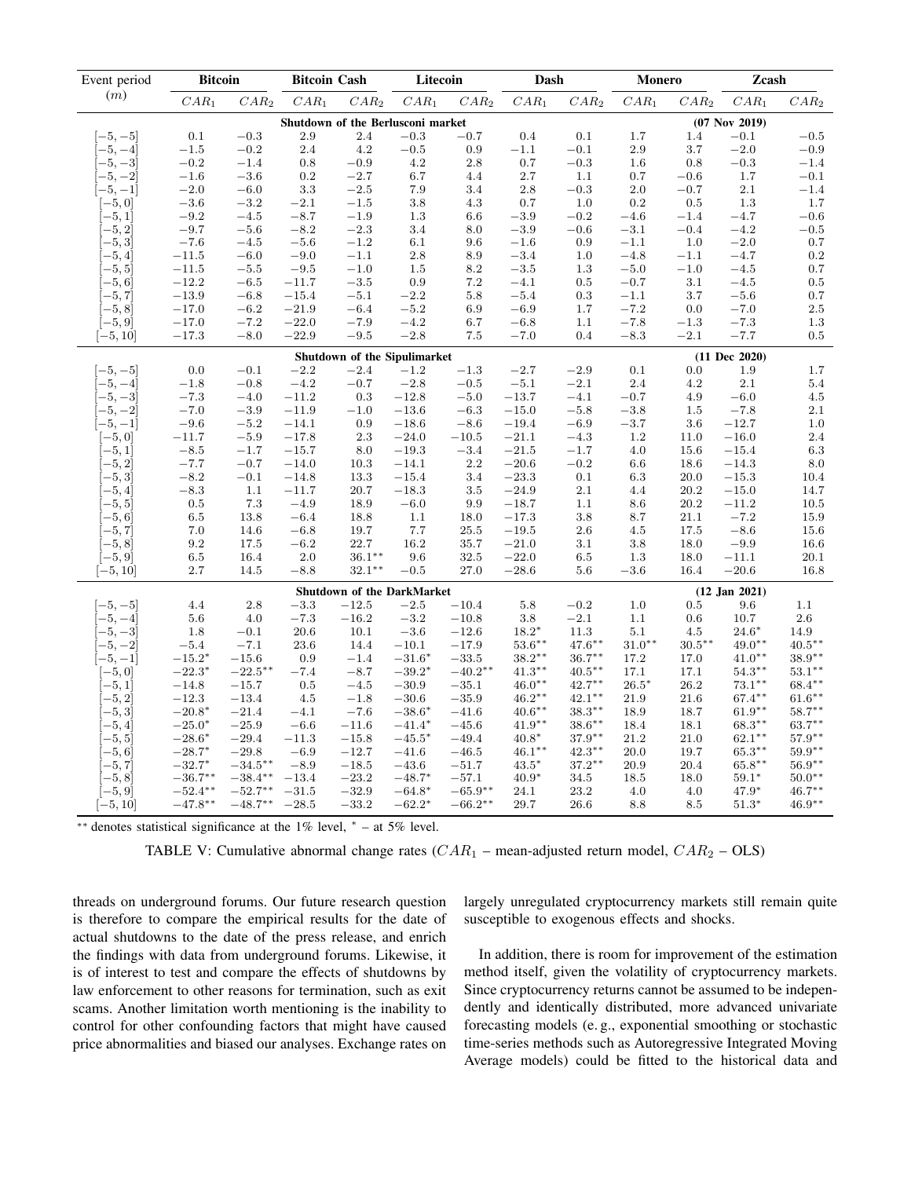| Event period ($m$) | Bitcoin | | Bitcoin Cash | | Litecoin | | Dash | | Monero | | Zcash | |
|---|---|---|---|---|---|---|---|---|---|---|---|---|
| | $CAR_1$ | $CAR_2$ | $CAR_1$ | $CAR_2$ | $CAR_1$ | $CAR_2$ | $CAR_1$ | $CAR_2$ | $CAR_1$ | $CAR_2$ | $CAR_1$ | $CAR_2$ |
| **Shutdown of the Berlusconi market** | | | | | | | | | | | **(07 Nov 2019)** | |
| $[-5,-5]$ | 0.1 | −0.3 | 2.9 | 2.4 | −0.3 | −0.7 | 0.4 | 0.1 | 1.7 | 1.4 | −0.1 | −0.5 |
| $[-5,-4]$ | −1.5 | −0.2 | 2.4 | 4.2 | −0.5 | 0.9 | −1.1 | −0.1 | 2.9 | 3.7 | −2.0 | −0.9 |
| $[-5,-3]$ | −0.2 | −1.4 | 0.8 | −0.9 | 4.2 | 2.8 | 0.7 | −0.3 | 1.6 | 0.8 | −0.3 | −1.4 |
| $[-5,-2]$ | −1.6 | −3.6 | 0.2 | −2.7 | 6.7 | 4.4 | 2.7 | 1.1 | 0.7 | −0.6 | 1.7 | −0.1 |
| $[-5,-1]$ | −2.0 | −6.0 | 3.3 | −2.5 | 7.9 | 3.4 | 2.8 | −0.3 | 2.0 | −0.7 | 2.1 | −1.4 |
| $[-5,0]$ | −3.6 | −3.2 | −2.1 | −1.5 | 3.8 | 4.3 | 0.7 | 1.0 | 0.2 | 0.5 | 1.3 | 1.7 |
| $[-5,1]$ | −9.2 | −4.5 | −8.7 | −1.9 | 1.3 | 6.6 | −3.9 | −0.2 | −4.6 | −1.4 | −4.7 | −0.6 |
| $[-5,2]$ | −9.7 | −5.6 | −8.2 | −2.3 | 3.4 | 8.0 | −3.9 | −0.6 | −3.1 | −0.4 | −4.2 | −0.5 |
| $[-5,3]$ | −7.6 | −4.5 | −5.6 | −1.2 | 6.1 | 9.6 | −1.6 | 0.9 | −1.1 | 1.0 | −2.0 | 0.7 |
| $[-5,4]$ | −11.5 | −6.0 | −9.0 | −1.1 | 2.8 | 8.9 | −3.4 | 1.0 | −4.8 | −1.1 | −4.7 | 0.2 |
| $[-5,5]$ | −11.5 | −5.5 | −9.5 | −1.0 | 1.5 | 8.2 | −3.5 | 1.3 | −5.0 | −1.0 | −4.5 | 0.7 |
| $[-5,6]$ | −12.2 | −6.5 | −11.7 | −3.5 | 0.9 | 7.2 | −4.1 | 0.5 | −0.7 | 3.1 | −4.5 | 0.5 |
| $[-5,7]$ | −13.9 | −6.8 | −15.4 | −5.1 | −2.2 | 5.8 | −5.4 | 0.3 | −1.1 | 3.7 | −5.6 | 0.7 |
| $[-5,8]$ | −17.0 | −6.2 | −21.9 | −6.4 | −5.2 | 6.9 | −6.9 | 1.7 | −7.2 | 0.0 | −7.0 | 2.5 |
| $[-5,9]$ | −17.0 | −7.2 | −22.0 | −7.9 | −4.2 | 6.7 | −6.8 | 1.1 | −7.8 | −1.3 | −7.3 | 1.3 |
| $[-5,10]$ | −17.3 | −8.0 | −22.9 | −9.5 | −2.8 | 7.5 | −7.0 | 0.4 | −8.3 | −2.1 | −7.7 | 0.5 |
| **Shutdown of the Sipulimarket** | | | | | | | | | | | **(11 Dec 2020)** | |
| $[-5,-5]$ | 0.0 | −0.1 | −2.2 | −2.4 | −1.2 | −1.3 | −2.7 | −2.9 | 0.1 | 0.0 | 1.9 | 1.7 |
| $[-5,-4]$ | −1.8 | −0.8 | −4.2 | −0.7 | −2.8 | −0.5 | −5.1 | −2.1 | 2.4 | 4.2 | 2.1 | 5.4 |
| $[-5,-3]$ | −7.3 | −4.0 | −11.2 | 0.3 | −12.8 | −5.0 | −13.7 | −4.1 | −0.7 | 4.9 | −6.0 | 4.5 |
| $[-5,-2]$ | −7.0 | −3.9 | −11.9 | −1.0 | −13.6 | −6.3 | −15.0 | −5.8 | −3.8 | 1.5 | −7.8 | 2.1 |
| $[-5,-1]$ | −9.6 | −5.2 | −14.1 | 0.9 | −18.6 | −8.6 | −19.4 | −6.9 | −3.7 | 3.6 | −12.7 | 1.0 |
| $[-5,0]$ | −11.7 | −5.9 | −17.8 | 2.3 | −24.0 | −10.5 | −21.1 | −4.3 | 1.2 | 11.0 | −16.0 | 2.4 |
| $[-5,1]$ | −8.5 | −1.7 | −15.7 | 8.0 | −19.3 | −3.4 | −21.5 | −1.7 | 4.0 | 15.6 | −15.4 | 6.3 |
| $[-5,2]$ | −7.7 | −0.7 | −14.0 | 10.3 | −14.1 | 2.2 | −20.6 | −0.2 | 6.6 | 18.6 | −14.3 | 8.0 |
| $[-5,3]$ | −8.2 | −0.1 | −14.8 | 13.3 | −15.4 | 3.4 | −23.3 | 0.1 | 6.3 | 20.0 | −15.3 | 10.4 |
| $[-5,4]$ | −8.3 | 1.1 | −11.7 | 20.7 | −18.3 | 3.5 | −24.9 | 2.1 | 4.4 | 20.2 | −15.0 | 14.7 |
| $[-5,5]$ | 0.5 | 7.3 | −4.9 | 18.9 | −6.0 | 9.9 | −18.7 | 1.1 | 8.6 | 20.2 | −11.2 | 10.5 |
| $[-5,6]$ | 6.5 | 13.8 | −6.4 | 18.8 | 1.1 | 18.0 | −17.3 | 3.8 | 8.7 | 21.1 | −7.2 | 15.9 |
| $[-5,7]$ | 7.0 | 14.6 | −6.8 | 19.7 | 7.7 | 25.5 | −19.5 | 2.6 | 4.5 | 17.5 | −8.6 | 15.6 |
| $[-5,8]$ | 9.2 | 17.5 | −6.2 | 22.7 | 16.2 | 35.7 | −21.0 | 3.1 | 3.8 | 18.0 | −9.9 | 16.6 |
| $[-5,9]$ | 6.5 | 16.4 | 2.0 | 36.1** | 9.6 | 32.5 | −22.0 | 6.5 | 1.3 | 18.0 | −11.1 | 20.1 |
| $[-5,10]$ | 2.7 | 14.5 | −8.8 | 32.1** | −0.5 | 27.0 | −28.6 | 5.6 | −3.6 | 16.4 | −20.6 | 16.8 |
| **Shutdown of the DarkMarket** | | | | | | | | | | | **(12 Jan 2021)** | |
| $[-5,-5]$ | 4.4 | 2.8 | −3.3 | −12.5 | −2.5 | −10.4 | 5.8 | −0.2 | 1.0 | 0.5 | 9.6 | 1.1 |
| $[-5,-4]$ | 5.6 | 4.0 | −7.3 | −16.2 | −3.2 | −10.8 | 3.8 | −2.1 | 1.1 | 0.6 | 10.7 | 2.6 |
| $[-5,-3]$ | 1.8 | −0.1 | 20.6 | 10.1 | −3.6 | −12.6 | 18.2* | 11.3 | 5.1 | 4.5 | 24.6* | 14.9 |
| $[-5,-2]$ | −5.4 | −7.1 | 23.6 | 14.4 | −10.1 | −17.9 | 53.6** | 47.6** | 31.0** | 30.5** | 49.0** | 40.5** |
| $[-5,-1]$ | −15.2* | −15.6 | 0.9 | −1.4 | −31.6* | −33.5 | 38.2** | 36.7** | 17.2 | 17.0 | 41.0** | 38.9** |
| $[-5,0]$ | −22.3* | −22.5** | −7.4 | −8.7 | −39.2* | −40.2** | 41.3** | 40.5** | 17.1 | 17.1 | 54.3** | 53.1** |
| $[-5,1]$ | −14.8 | −15.7 | 0.5 | −4.5 | −30.9 | −35.1 | 46.0** | 42.7** | 26.5* | 26.2 | 73.1** | 68.4** |
| $[-5,2]$ | −12.3 | −13.4 | 4.5 | −1.8 | −30.6 | −35.9 | 46.2** | 42.1** | 21.9 | 21.6 | 67.4** | 61.6** |
| $[-5,3]$ | −20.8* | −21.4 | −4.1 | −7.6 | −38.6* | −41.6 | 40.6** | 38.3** | 18.9 | 18.7 | 61.9** | 58.7** |
| $[-5,4]$ | −25.0* | −25.9 | −6.6 | −11.6 | −41.4* | −45.6 | 41.9** | 38.6** | 18.4 | 18.1 | 68.3** | 63.7** |
| $[-5,5]$ | −28.6* | −29.4 | −11.3 | −15.8 | −45.5* | −49.4 | 40.8* | 37.9** | 21.2 | 21.0 | 62.1** | 57.9** |
| $[-5,6]$ | −28.7* | −29.8 | −6.9 | −12.7 | −41.6 | −46.5 | 46.1** | 42.3** | 20.0 | 19.7 | 65.3** | 59.9** |
| $[-5,7]$ | −32.7* | −34.5** | −8.9 | −18.5 | −43.6 | −51.7 | 43.5* | 37.2** | 20.9 | 20.4 | 65.8** | 56.9** |
| $[-5,8]$ | −36.7** | −38.4** | −13.4 | −23.2 | −48.7* | −57.1 | 40.9* | 34.5 | 18.5 | 18.0 | 59.1* | 50.0** |
| $[-5,9]$ | −52.4** | −52.7** | −31.5 | −32.9 | −64.8* | −65.9** | 24.1 | 23.2 | 4.0 | 4.0 | 47.9* | 46.7** |
| $[-5,10]$ | −47.8** | −48.7** | −28.5 | −33.2 | −62.2* | −66.2** | 29.7 | 26.6 | 8.8 | 8.5 | 51.3* | 46.9** |

** denotes statistical significance at the 1% level, * – at 5% level.

TABLE V: Cumulative abnormal change rates ($CAR_1$ – mean-adjusted return model, $CAR_2$ – OLS)

threads on underground forums. Our future research question is therefore to compare the empirical results for the date of actual shutdowns to the date of the press release, and enrich the findings with data from underground forums. Likewise, it is of interest to test and compare the effects of shutdowns by law enforcement to other reasons for termination, such as exit scams. Another limitation worth mentioning is the inability to control for other confounding factors that might have caused price abnormalities and biased our analyses. Exchange rates on largely unregulated cryptocurrency markets still remain quite susceptible to exogenous effects and shocks.

In addition, there is room for improvement of the estimation method itself, given the volatility of cryptocurrency markets. Since cryptocurrency returns cannot be assumed to be independently and identically distributed, more advanced univariate forecasting models (e. g., exponential smoothing or stochastic time-series methods such as Autoregressive Integrated Moving Average models) could be fitted to the historical data and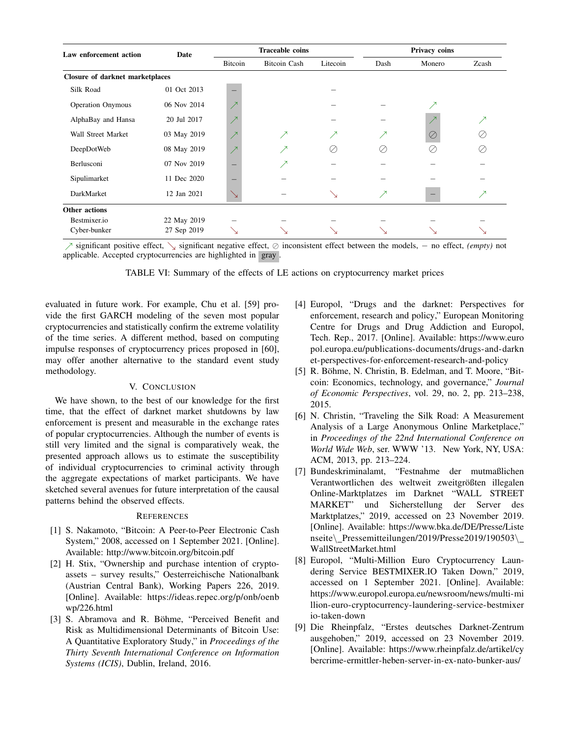| Law enforcement action | Date | Traceable coins | | | Privacy coins | | |
|---|---|---|---|---|---|---|---|
| | | Bitcoin | Bitcoin Cash | Litecoin | Dash | Monero | Zcash |
| **Closure of darknet marketplaces** | | | | | | | |
| Silk Road | 01 Oct 2013 | **–** | | – | | | |
| Operation Onymous | 06 Nov 2014 | **↗** | | – | – | ↗ | |
| AlphaBay and Hansa | 20 Jul 2017 | **↗** | | – | – | **↗** | ↗ |
| Wall Street Market | 03 May 2019 | **↗** | ↗ | ↗ | ↗ | **⊘** | ⊘ |
| DeepDotWeb | 08 May 2019 | **↗** | ↗ | ⊘ | ⊘ | ⊘ | ⊘ |
| Berlusconi | 07 Nov 2019 | **–** | ↗ | – | – | – | – |
| Sipulimarket | 11 Dec 2020 | **–** | – | – | – | – | – |
| DarkMarket | 12 Jan 2021 | **↘** | – | ↘ | ↗ | **–** | ↗ |
| **Other actions** | | | | | | | |
| Bestmixer.io | 22 May 2019 | – | – | – | – | – | – |
| Cyber-bunker | 27 Sep 2019 | ↘ | ↘ | ↘ | ↘ | ↘ | ↘ |

↗ significant positive effect, ↘ significant negative effect, ⊘ inconsistent effect between the models, – no effect, *(empty)* not applicable. Accepted cryptocurrencies are highlighted in gray.

TABLE VI: Summary of the effects of LE actions on cryptocurrency market prices

evaluated in future work. For example, Chu et al. [59] provide the first GARCH modeling of the seven most popular cryptocurrencies and statistically confirm the extreme volatility of the time series. A different method, based on computing impulse responses of cryptocurrency prices proposed in [60], may offer another alternative to the standard event study methodology.

## V. Conclusion

We have shown, to the best of our knowledge for the first time, that the effect of darknet market shutdowns by law enforcement is present and measurable in the exchange rates of popular cryptocurrencies. Although the number of events is still very limited and the signal is comparatively weak, the presented approach allows us to estimate the susceptibility of individual cryptocurrencies to criminal activity through the aggregate expectations of market participants. We have sketched several avenues for future interpretation of the causal patterns behind the observed effects.

## References

[1] S. Nakamoto, "Bitcoin: A Peer-to-Peer Electronic Cash System," 2008, accessed on 1 September 2021. [Online]. Available: http://www.bitcoin.org/bitcoin.pdf

[2] H. Stix, "Ownership and purchase intention of crypto-assets – survey results," Oesterreichische Nationalbank (Austrian Central Bank), Working Papers 226, 2019. [Online]. Available: https://ideas.repec.org/p/onb/oenbwp/226.html

[3] S. Abramova and R. Böhme, "Perceived Benefit and Risk as Multidimensional Determinants of Bitcoin Use: A Quantitative Exploratory Study," in *Proceedings of the Thirty Seventh International Conference on Information Systems (ICIS)*, Dublin, Ireland, 2016.

[4] Europol, "Drugs and the darknet: Perspectives for enforcement, research and policy," European Monitoring Centre for Drugs and Drug Addiction and Europol, Tech. Rep., 2017. [Online]. Available: https://www.europol.europa.eu/publications-documents/drugs-and-darknet-perspectives-for-enforcement-research-and-policy

[5] R. Böhme, N. Christin, B. Edelman, and T. Moore, "Bitcoin: Economics, technology, and governance," *Journal of Economic Perspectives*, vol. 29, no. 2, pp. 213–238, 2015.

[6] N. Christin, "Traveling the Silk Road: A Measurement Analysis of a Large Anonymous Online Marketplace," in *Proceedings of the 22nd International Conference on World Wide Web*, ser. WWW '13. New York, NY, USA: ACM, 2013, pp. 213–224.

[7] Bundeskriminalamt, "Festnahme der mutmaßlichen Verantwortlichen des weltweit zweitgrößten illegalen Online-Marktplatzes im Darknet "WALL STREET MARKET" und Sicherstellung der Server des Marktplatzes," 2019, accessed on 23 November 2019. [Online]. Available: https://www.bka.de/DE/Presse/Listenseite\_Pressemitteilungen/2019/Presse2019/190503\_WallStreetMarket.html

[8] Europol, "Multi-Million Euro Cryptocurrency Laundering Service BESTMIXER.IO Taken Down," 2019, accessed on 1 September 2021. [Online]. Available: https://www.europol.europa.eu/newsroom/news/multi-million-euro-cryptocurrency-laundering-service-bestmixerio-taken-down

[9] Die Rheinpfalz, "Erstes deutsches Darknet-Zentrum ausgehoben," 2019, accessed on 23 November 2019. [Online]. Available: https://www.rheinpfalz.de/artikel/cybercrime-ermittler-heben-server-in-ex-nato-bunker-aus/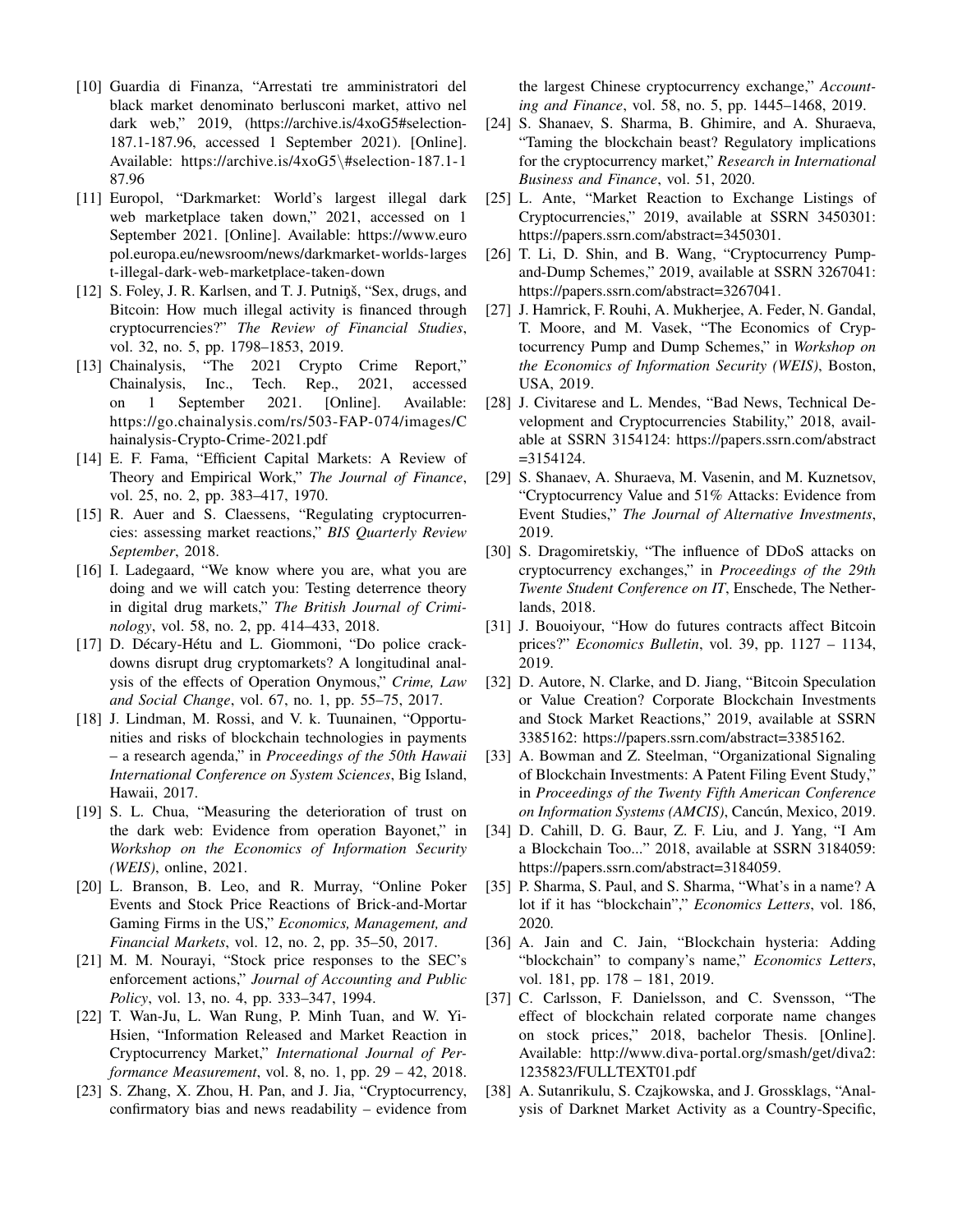[10] Guardia di Finanza, "Arrestati tre amministratori del black market denominato berlusconi market, attivo nel dark web," 2019, (https://archive.is/4xoG5#selection-187.1-187.96, accessed 1 September 2021). [Online]. Available: https://archive.is/4xoG5\#selection-187.1-187.96

[11] Europol, "Darkmarket: World's largest illegal dark web marketplace taken down," 2021, accessed on 1 September 2021. [Online]. Available: https://www.europol.europa.eu/newsroom/news/darkmarket-worlds-largest-illegal-dark-web-marketplace-taken-down

[12] S. Foley, J. R. Karlsen, and T. J. Putniņš, "Sex, drugs, and Bitcoin: How much illegal activity is financed through cryptocurrencies?" *The Review of Financial Studies*, vol. 32, no. 5, pp. 1798–1853, 2019.

[13] Chainalysis, "The 2021 Crypto Crime Report," Chainalysis, Inc., Tech. Rep., 2021, accessed on 1 September 2021. [Online]. Available: https://go.chainalysis.com/rs/503-FAP-074/images/Chainalysis-Crypto-Crime-2021.pdf

[14] E. F. Fama, "Efficient Capital Markets: A Review of Theory and Empirical Work," *The Journal of Finance*, vol. 25, no. 2, pp. 383–417, 1970.

[15] R. Auer and S. Claessens, "Regulating cryptocurrencies: assessing market reactions," *BIS Quarterly Review September*, 2018.

[16] I. Ladegaard, "We know where you are, what you are doing and we will catch you: Testing deterrence theory in digital drug markets," *The British Journal of Criminology*, vol. 58, no. 2, pp. 414–433, 2018.

[17] D. Décary-Hétu and L. Giommoni, "Do police crackdowns disrupt drug cryptomarkets? A longitudinal analysis of the effects of Operation Onymous," *Crime, Law and Social Change*, vol. 67, no. 1, pp. 55–75, 2017.

[18] J. Lindman, M. Rossi, and V. k. Tuunainen, "Opportunities and risks of blockchain technologies in payments – a research agenda," in *Proceedings of the 50th Hawaii International Conference on System Sciences*, Big Island, Hawaii, 2017.

[19] S. L. Chua, "Measuring the deterioration of trust on the dark web: Evidence from operation Bayonet," in *Workshop on the Economics of Information Security (WEIS)*, online, 2021.

[20] L. Branson, B. Leo, and R. Murray, "Online Poker Events and Stock Price Reactions of Brick-and-Mortar Gaming Firms in the US," *Economics, Management, and Financial Markets*, vol. 12, no. 2, pp. 35–50, 2017.

[21] M. M. Nourayi, "Stock price responses to the SEC's enforcement actions," *Journal of Accounting and Public Policy*, vol. 13, no. 4, pp. 333–347, 1994.

[22] T. Wan-Ju, L. Wan Rung, P. Minh Tuan, and W. Yi-Hsien, "Information Released and Market Reaction in Cryptocurrency Market," *International Journal of Performance Measurement*, vol. 8, no. 1, pp. 29 – 42, 2018.

[23] S. Zhang, X. Zhou, H. Pan, and J. Jia, "Cryptocurrency, confirmatory bias and news readability – evidence from the largest Chinese cryptocurrency exchange," *Accounting and Finance*, vol. 58, no. 5, pp. 1445–1468, 2019.

[24] S. Shanaev, S. Sharma, B. Ghimire, and A. Shuraeva, "Taming the blockchain beast? Regulatory implications for the cryptocurrency market," *Research in International Business and Finance*, vol. 51, 2020.

[25] L. Ante, "Market Reaction to Exchange Listings of Cryptocurrencies," 2019, available at SSRN 3450301: https://papers.ssrn.com/abstract=3450301.

[26] T. Li, D. Shin, and B. Wang, "Cryptocurrency Pump-and-Dump Schemes," 2019, available at SSRN 3267041: https://papers.ssrn.com/abstract=3267041.

[27] J. Hamrick, F. Rouhi, A. Mukherjee, A. Feder, N. Gandal, T. Moore, and M. Vasek, "The Economics of Cryptocurrency Pump and Dump Schemes," in *Workshop on the Economics of Information Security (WEIS)*, Boston, USA, 2019.

[28] J. Civitarese and L. Mendes, "Bad News, Technical Development and Cryptocurrencies Stability," 2018, available at SSRN 3154124: https://papers.ssrn.com/abstract=3154124.

[29] S. Shanaev, A. Shuraeva, M. Vasenin, and M. Kuznetsov, "Cryptocurrency Value and 51% Attacks: Evidence from Event Studies," *The Journal of Alternative Investments*, 2019.

[30] S. Dragomiretskiy, "The influence of DDoS attacks on cryptocurrency exchanges," in *Proceedings of the 29th Twente Student Conference on IT*, Enschede, The Netherlands, 2018.

[31] J. Bouoiyour, "How do futures contracts affect Bitcoin prices?" *Economics Bulletin*, vol. 39, pp. 1127 – 1134, 2019.

[32] D. Autore, N. Clarke, and D. Jiang, "Bitcoin Speculation or Value Creation? Corporate Blockchain Investments and Stock Market Reactions," 2019, available at SSRN 3385162: https://papers.ssrn.com/abstract=3385162.

[33] A. Bowman and Z. Steelman, "Organizational Signaling of Blockchain Investments: A Patent Filing Event Study," in *Proceedings of the Twenty Fifth American Conference on Information Systems (AMCIS)*, Cancún, Mexico, 2019.

[34] D. Cahill, D. G. Baur, Z. F. Liu, and J. Yang, "I Am a Blockchain Too..." 2018, available at SSRN 3184059: https://papers.ssrn.com/abstract=3184059.

[35] P. Sharma, S. Paul, and S. Sharma, "What's in a name? A lot if it has "blockchain"," *Economics Letters*, vol. 186, 2020.

[36] A. Jain and C. Jain, "Blockchain hysteria: Adding "blockchain" to company's name," *Economics Letters*, vol. 181, pp. 178 – 181, 2019.

[37] C. Carlsson, F. Danielsson, and C. Svensson, "The effect of blockchain related corporate name changes on stock prices," 2018, bachelor Thesis. [Online]. Available: http://www.diva-portal.org/smash/get/diva2:1235823/FULLTEXT01.pdf

[38] A. Sutanrikulu, S. Czajkowska, and J. Grossklags, "Analysis of Darknet Market Activity as a Country-Specific,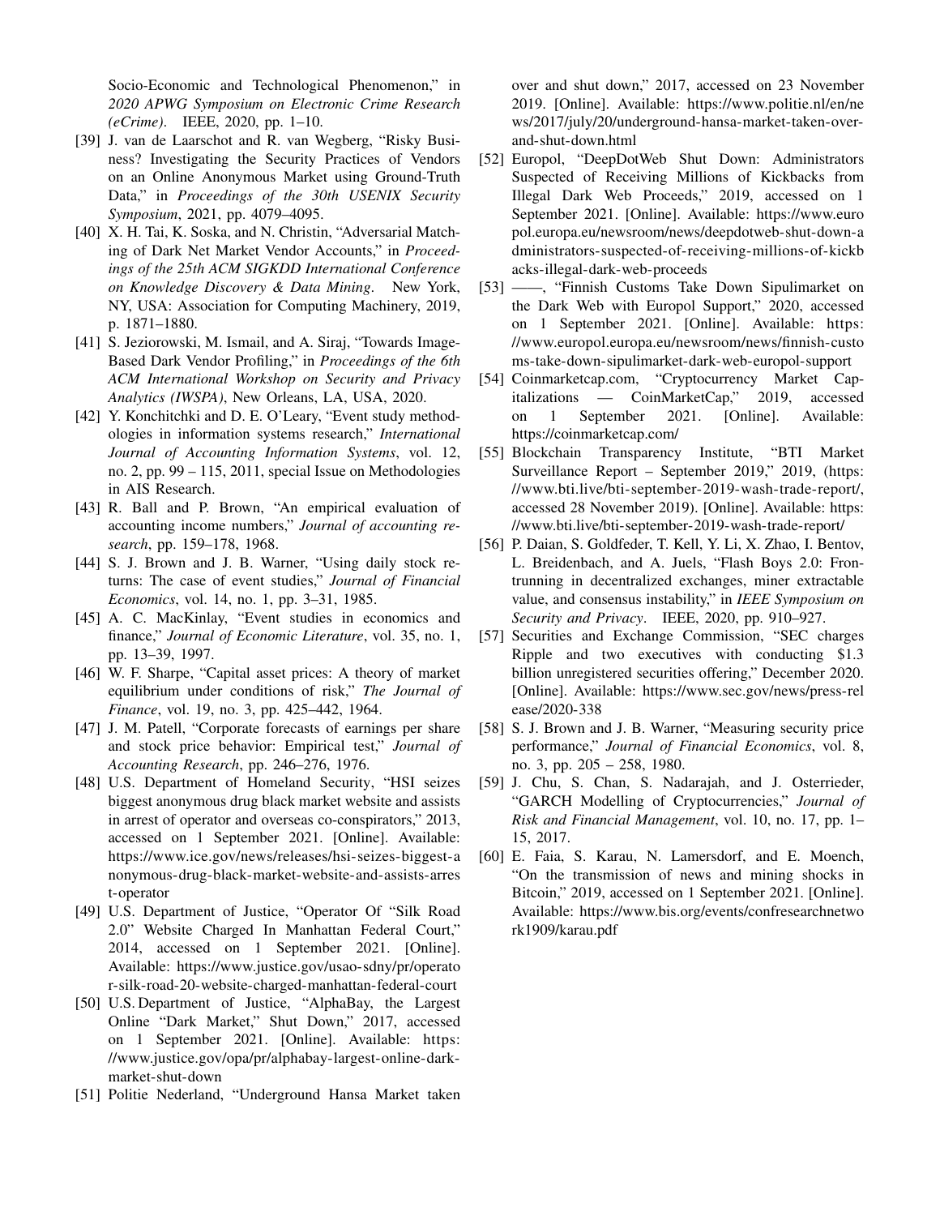Socio-Economic and Technological Phenomenon," in *2020 APWG Symposium on Electronic Crime Research (eCrime)*. IEEE, 2020, pp. 1–10.

[39] J. van de Laarschot and R. van Wegberg, "Risky Business? Investigating the Security Practices of Vendors on an Online Anonymous Market using Ground-Truth Data," in *Proceedings of the 30th USENIX Security Symposium*, 2021, pp. 4079–4095.

[40] X. H. Tai, K. Soska, and N. Christin, "Adversarial Matching of Dark Net Market Vendor Accounts," in *Proceedings of the 25th ACM SIGKDD International Conference on Knowledge Discovery & Data Mining*. New York, NY, USA: Association for Computing Machinery, 2019, p. 1871–1880.

[41] S. Jeziorowski, M. Ismail, and A. Siraj, "Towards Image-Based Dark Vendor Profiling," in *Proceedings of the 6th ACM International Workshop on Security and Privacy Analytics (IWSPA)*, New Orleans, LA, USA, 2020.

[42] Y. Konchitchki and D. E. O'Leary, "Event study methodologies in information systems research," *International Journal of Accounting Information Systems*, vol. 12, no. 2, pp. 99 – 115, 2011, special Issue on Methodologies in AIS Research.

[43] R. Ball and P. Brown, "An empirical evaluation of accounting income numbers," *Journal of accounting research*, pp. 159–178, 1968.

[44] S. J. Brown and J. B. Warner, "Using daily stock returns: The case of event studies," *Journal of Financial Economics*, vol. 14, no. 1, pp. 3–31, 1985.

[45] A. C. MacKinlay, "Event studies in economics and finance," *Journal of Economic Literature*, vol. 35, no. 1, pp. 13–39, 1997.

[46] W. F. Sharpe, "Capital asset prices: A theory of market equilibrium under conditions of risk," *The Journal of Finance*, vol. 19, no. 3, pp. 425–442, 1964.

[47] J. M. Patell, "Corporate forecasts of earnings per share and stock price behavior: Empirical test," *Journal of Accounting Research*, pp. 246–276, 1976.

[48] U.S. Department of Homeland Security, "HSI seizes biggest anonymous drug black market website and assists in arrest of operator and overseas co-conspirators," 2013, accessed on 1 September 2021. [Online]. Available: https://www.ice.gov/news/releases/hsi-seizes-biggest-anonymous-drug-black-market-website-and-assists-arrest-operator

[49] U.S. Department of Justice, "Operator Of "Silk Road 2.0" Website Charged In Manhattan Federal Court," 2014, accessed on 1 September 2021. [Online]. Available: https://www.justice.gov/usao-sdny/pr/operator-silk-road-20-website-charged-manhattan-federal-court

[50] U.S. Department of Justice, "AlphaBay, the Largest Online "Dark Market," Shut Down," 2017, accessed on 1 September 2021. [Online]. Available: https://www.justice.gov/opa/pr/alphabay-largest-online-dark-market-shut-down

[51] Politie Nederland, "Underground Hansa Market taken over and shut down," 2017, accessed on 23 November 2019. [Online]. Available: https://www.politie.nl/en/news/2017/july/20/underground-hansa-market-taken-over-and-shut-down.html

[52] Europol, "DeepDotWeb Shut Down: Administrators Suspected of Receiving Millions of Kickbacks from Illegal Dark Web Proceeds," 2019, accessed on 1 September 2021. [Online]. Available: https://www.europol.europa.eu/newsroom/news/deepdotweb-shut-down-administrators-suspected-of-receiving-millions-of-kickbacks-illegal-dark-web-proceeds

[53] ——, "Finnish Customs Take Down Sipulimarket on the Dark Web with Europol Support," 2020, accessed on 1 September 2021. [Online]. Available: https://www.europol.europa.eu/newsroom/news/finnish-customs-take-down-sipulimarket-dark-web-europol-support

[54] Coinmarketcap.com, "Cryptocurrency Market Capitalizations — CoinMarketCap," 2019, accessed on 1 September 2021. [Online]. Available: https://coinmarketcap.com/

[55] Blockchain Transparency Institute, "BTI Market Surveillance Report – September 2019," 2019, (https://www.bti.live/bti-september-2019-wash-trade-report/, accessed 28 November 2019). [Online]. Available: https://www.bti.live/bti-september-2019-wash-trade-report/

[56] P. Daian, S. Goldfeder, T. Kell, Y. Li, X. Zhao, I. Bentov, L. Breidenbach, and A. Juels, "Flash Boys 2.0: Frontrunning in decentralized exchanges, miner extractable value, and consensus instability," in *IEEE Symposium on Security and Privacy*. IEEE, 2020, pp. 910–927.

[57] Securities and Exchange Commission, "SEC charges Ripple and two executives with conducting $1.3 billion unregistered securities offering," December 2020. [Online]. Available: https://www.sec.gov/news/press-release/2020-338

[58] S. J. Brown and J. B. Warner, "Measuring security price performance," *Journal of Financial Economics*, vol. 8, no. 3, pp. 205 – 258, 1980.

[59] J. Chu, S. Chan, S. Nadarajah, and J. Osterrieder, "GARCH Modelling of Cryptocurrencies," *Journal of Risk and Financial Management*, vol. 10, no. 17, pp. 1–15, 2017.

[60] E. Faia, S. Karau, N. Lamersdorf, and E. Moench, "On the transmission of news and mining shocks in Bitcoin," 2019, accessed on 1 September 2021. [Online]. Available: https://www.bis.org/events/confresearchnetwork1909/karau.pdf